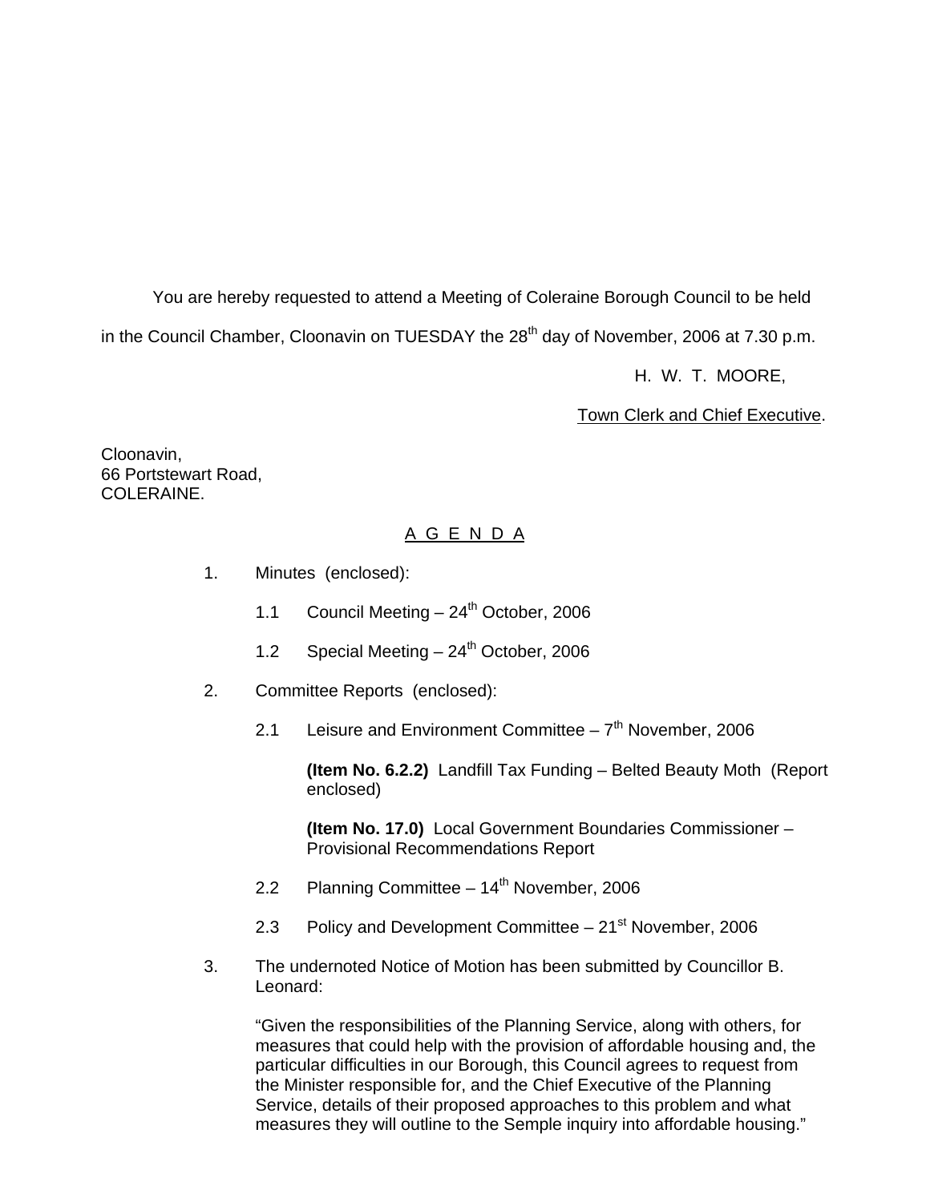You are hereby requested to attend a Meeting of Coleraine Borough Council to be held in the Council Chamber, Cloonavin on TUESDAY the 28th day of November, 2006 at 7.30 p.m.

H. W. T. MOORE,

Town Clerk and Chief Executive.

Cloonavin,
66 Portstewart Road,
COLERAINE.

## A G E N D A

1. Minutes (enclosed):

   1.1 Council Meeting – 24th October, 2006

   1.2 Special Meeting – 24th October, 2006

2. Committee Reports (enclosed):

   2.1 Leisure and Environment Committee – 7th November, 2006

   **(Item No. 6.2.2)** Landfill Tax Funding – Belted Beauty Moth (Report enclosed)

   **(Item No. 17.0)** Local Government Boundaries Commissioner – Provisional Recommendations Report

   2.2 Planning Committee – 14th November, 2006

   2.3 Policy and Development Committee – 21st November, 2006

3. The undernoted Notice of Motion has been submitted by Councillor B. Leonard:

   "Given the responsibilities of the Planning Service, along with others, for measures that could help with the provision of affordable housing and, the particular difficulties in our Borough, this Council agrees to request from the Minister responsible for, and the Chief Executive of the Planning Service, details of their proposed approaches to this problem and what measures they will outline to the Semple inquiry into affordable housing."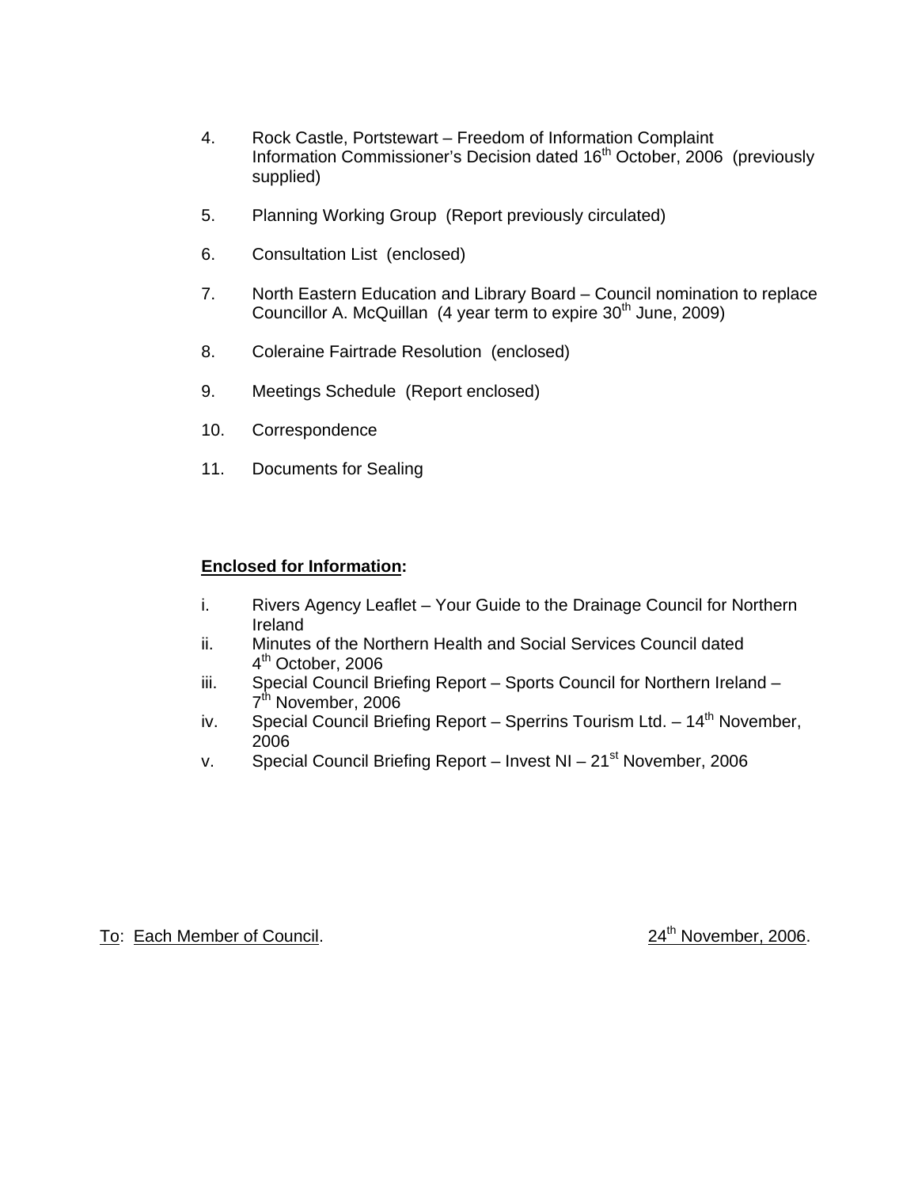4. Rock Castle, Portstewart – Freedom of Information Complaint Information Commissioner's Decision dated 16th October, 2006 (previously supplied)

5. Planning Working Group (Report previously circulated)

6. Consultation List (enclosed)

7. North Eastern Education and Library Board – Council nomination to replace Councillor A. McQuillan (4 year term to expire 30th June, 2009)

8. Coleraine Fairtrade Resolution (enclosed)

9. Meetings Schedule (Report enclosed)

10. Correspondence

11. Documents for Sealing

**Enclosed for Information:**

i. Rivers Agency Leaflet – Your Guide to the Drainage Council for Northern Ireland
ii. Minutes of the Northern Health and Social Services Council dated 4th October, 2006
iii. Special Council Briefing Report – Sports Council for Northern Ireland – 7th November, 2006
iv. Special Council Briefing Report – Sperrins Tourism Ltd. – 14th November, 2006
v. Special Council Briefing Report – Invest NI – 21st November, 2006

To: Each Member of Council. 24th November, 2006.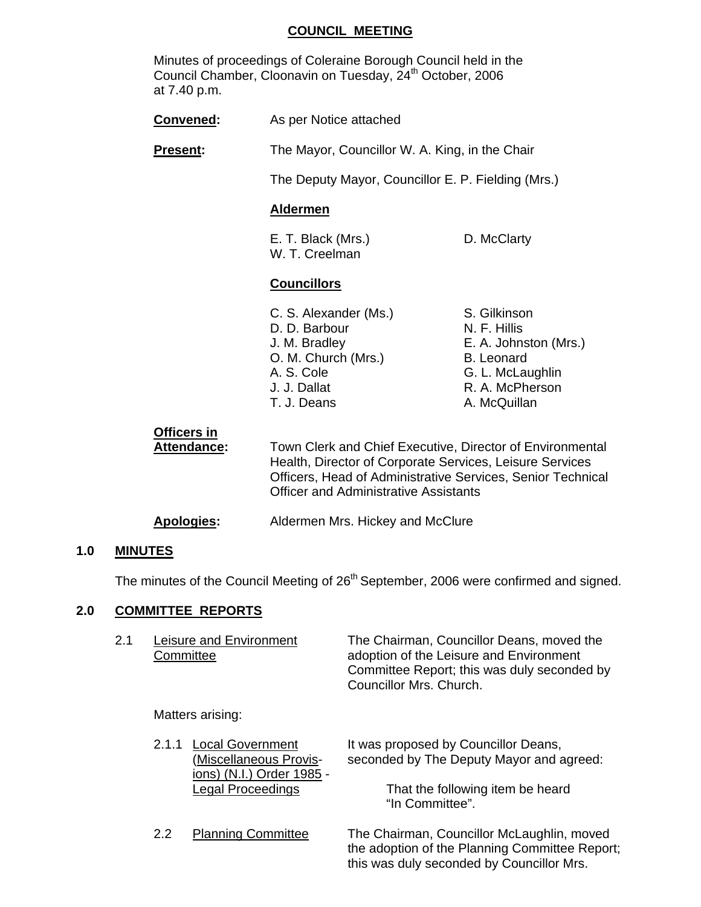# COUNCIL MEETING

Minutes of proceedings of Coleraine Borough Council held in the Council Chamber, Cloonavin on Tuesday, 24th October, 2006 at 7.40 p.m.

**Convened:** As per Notice attached

**Present:** The Mayor, Councillor W. A. King, in the Chair

The Deputy Mayor, Councillor E. P. Fielding (Mrs.)

**Aldermen**

E. T. Black (Mrs.)
D. McClarty
W. T. Creelman

**Councillors**

C. S. Alexander (Ms.)
D. D. Barbour
J. M. Bradley
O. M. Church (Mrs.)
A. S. Cole
J. J. Dallat
T. J. Deans
S. Gilkinson
N. F. Hillis
E. A. Johnston (Mrs.)
B. Leonard
G. L. McLaughlin
R. A. McPherson
A. McQuillan

**Officers in Attendance:** Town Clerk and Chief Executive, Director of Environmental Health, Director of Corporate Services, Leisure Services Officers, Head of Administrative Services, Senior Technical Officer and Administrative Assistants

**Apologies:** Aldermen Mrs. Hickey and McClure

## 1.0 MINUTES

The minutes of the Council Meeting of 26th September, 2006 were confirmed and signed.

## 2.0 COMMITTEE REPORTS

2.1 Leisure and Environment Committee

The Chairman, Councillor Deans, moved the adoption of the Leisure and Environment Committee Report; this was duly seconded by Councillor Mrs. Church.

Matters arising:

2.1.1 Local Government (Miscellaneous Provisions) (N.I.) Order 1985 - Legal Proceedings

It was proposed by Councillor Deans, seconded by The Deputy Mayor and agreed:

That the following item be heard "In Committee".

2.2 Planning Committee

The Chairman, Councillor McLaughlin, moved the adoption of the Planning Committee Report; this was duly seconded by Councillor Mrs.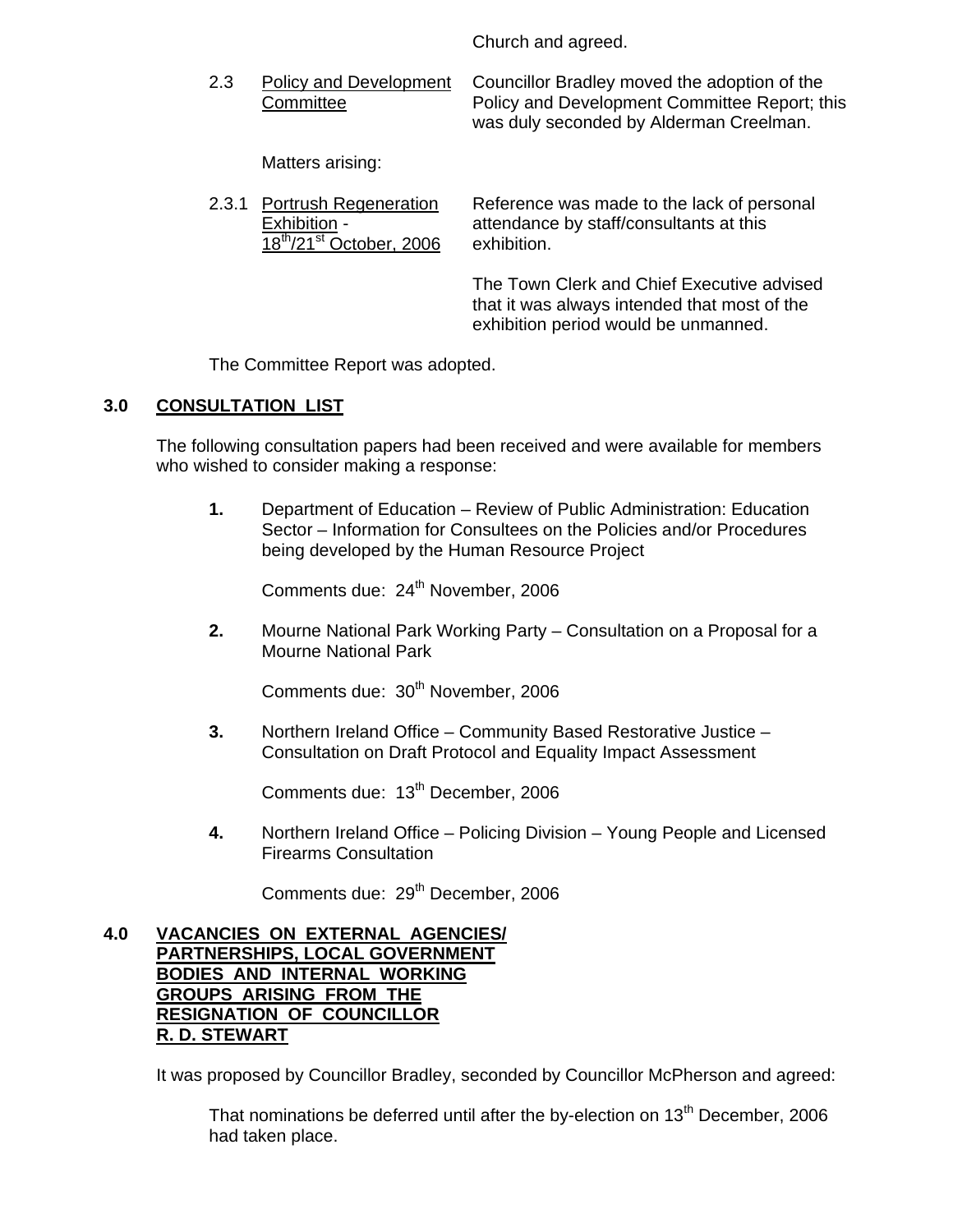Church and agreed.

2.3 Policy and Development Committee

Councillor Bradley moved the adoption of the Policy and Development Committee Report; this was duly seconded by Alderman Creelman.

Matters arising:

2.3.1 Portrush Regeneration Exhibition - 18th/21st October, 2006

Reference was made to the lack of personal attendance by staff/consultants at this exhibition.

The Town Clerk and Chief Executive advised that it was always intended that most of the exhibition period would be unmanned.

The Committee Report was adopted.

## 3.0 CONSULTATION LIST

The following consultation papers had been received and were available for members who wished to consider making a response:

**1.** Department of Education – Review of Public Administration: Education Sector – Information for Consultees on the Policies and/or Procedures being developed by the Human Resource Project

Comments due: 24th November, 2006

**2.** Mourne National Park Working Party – Consultation on a Proposal for a Mourne National Park

Comments due: 30th November, 2006

**3.** Northern Ireland Office – Community Based Restorative Justice – Consultation on Draft Protocol and Equality Impact Assessment

Comments due: 13th December, 2006

**4.** Northern Ireland Office – Policing Division – Young People and Licensed Firearms Consultation

Comments due: 29th December, 2006

## 4.0 VACANCIES ON EXTERNAL AGENCIES/ PARTNERSHIPS, LOCAL GOVERNMENT BODIES AND INTERNAL WORKING GROUPS ARISING FROM THE RESIGNATION OF COUNCILLOR R. D. STEWART

It was proposed by Councillor Bradley, seconded by Councillor McPherson and agreed:

That nominations be deferred until after the by-election on 13th December, 2006 had taken place.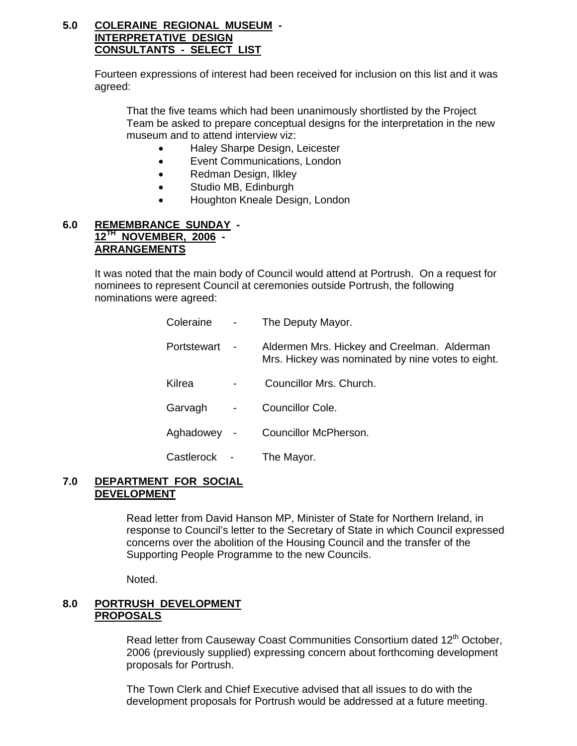## 5.0 COLERAINE REGIONAL MUSEUM - INTERPRETATIVE DESIGN CONSULTANTS - SELECT LIST

Fourteen expressions of interest had been received for inclusion on this list and it was agreed:

That the five teams which had been unanimously shortlisted by the Project Team be asked to prepare conceptual designs for the interpretation in the new museum and to attend interview viz:

- Haley Sharpe Design, Leicester
- Event Communications, London
- Redman Design, Ilkley
- Studio MB, Edinburgh
- Houghton Kneale Design, London

## 6.0 REMEMBRANCE SUNDAY - 12TH NOVEMBER, 2006 - ARRANGEMENTS

It was noted that the main body of Council would attend at Portrush. On a request for nominees to represent Council at ceremonies outside Portrush, the following nominations were agreed:

| | | |
|---|---|---|
| Coleraine | - | The Deputy Mayor. |
| Portstewart | - | Aldermen Mrs. Hickey and Creelman. Alderman Mrs. Hickey was nominated by nine votes to eight. |
| Kilrea | - | Councillor Mrs. Church. |
| Garvagh | - | Councillor Cole. |
| Aghadowey | - | Councillor McPherson. |
| Castlerock | - | The Mayor. |

## 7.0 DEPARTMENT FOR SOCIAL DEVELOPMENT

Read letter from David Hanson MP, Minister of State for Northern Ireland, in response to Council's letter to the Secretary of State in which Council expressed concerns over the abolition of the Housing Council and the transfer of the Supporting People Programme to the new Councils.

Noted.

## 8.0 PORTRUSH DEVELOPMENT PROPOSALS

Read letter from Causeway Coast Communities Consortium dated 12th October, 2006 (previously supplied) expressing concern about forthcoming development proposals for Portrush.

The Town Clerk and Chief Executive advised that all issues to do with the development proposals for Portrush would be addressed at a future meeting.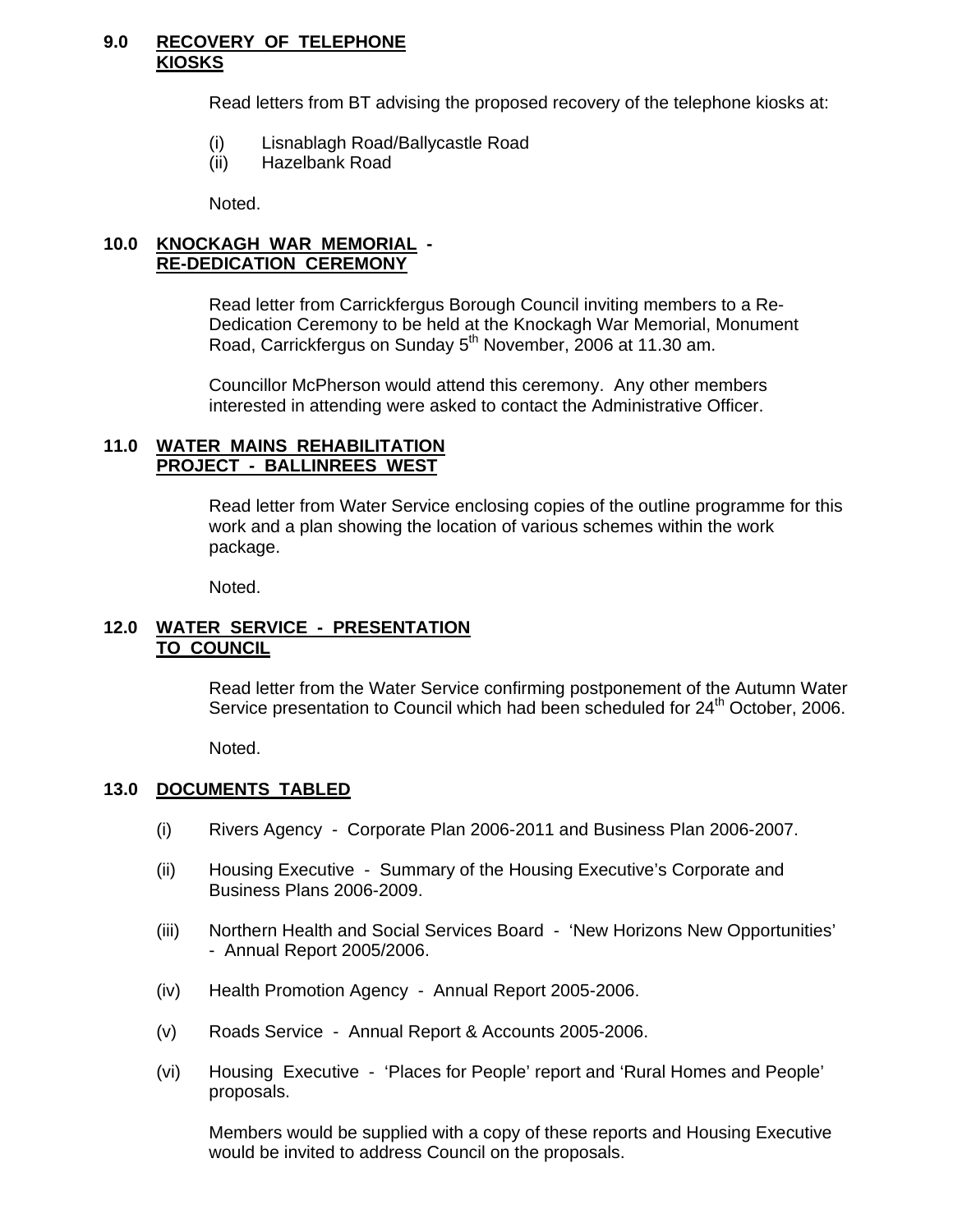**9.0 RECOVERY OF TELEPHONE KIOSKS**

Read letters from BT advising the proposed recovery of the telephone kiosks at:

(i) Lisnablagh Road/Ballycastle Road
(ii) Hazelbank Road

Noted.

**10.0 KNOCKAGH WAR MEMORIAL - RE-DEDICATION CEREMONY**

Read letter from Carrickfergus Borough Council inviting members to a Re-Dedication Ceremony to be held at the Knockagh War Memorial, Monument Road, Carrickfergus on Sunday 5th November, 2006 at 11.30 am.

Councillor McPherson would attend this ceremony. Any other members interested in attending were asked to contact the Administrative Officer.

**11.0 WATER MAINS REHABILITATION PROJECT - BALLINREES WEST**

Read letter from Water Service enclosing copies of the outline programme for this work and a plan showing the location of various schemes within the work package.

Noted.

**12.0 WATER SERVICE - PRESENTATION TO COUNCIL**

Read letter from the Water Service confirming postponement of the Autumn Water Service presentation to Council which had been scheduled for 24th October, 2006.

Noted.

**13.0 DOCUMENTS TABLED**

(i) Rivers Agency - Corporate Plan 2006-2011 and Business Plan 2006-2007.

(ii) Housing Executive - Summary of the Housing Executive's Corporate and Business Plans 2006-2009.

(iii) Northern Health and Social Services Board - 'New Horizons New Opportunities' - Annual Report 2005/2006.

(iv) Health Promotion Agency - Annual Report 2005-2006.

(v) Roads Service - Annual Report & Accounts 2005-2006.

(vi) Housing Executive - 'Places for People' report and 'Rural Homes and People' proposals.

Members would be supplied with a copy of these reports and Housing Executive would be invited to address Council on the proposals.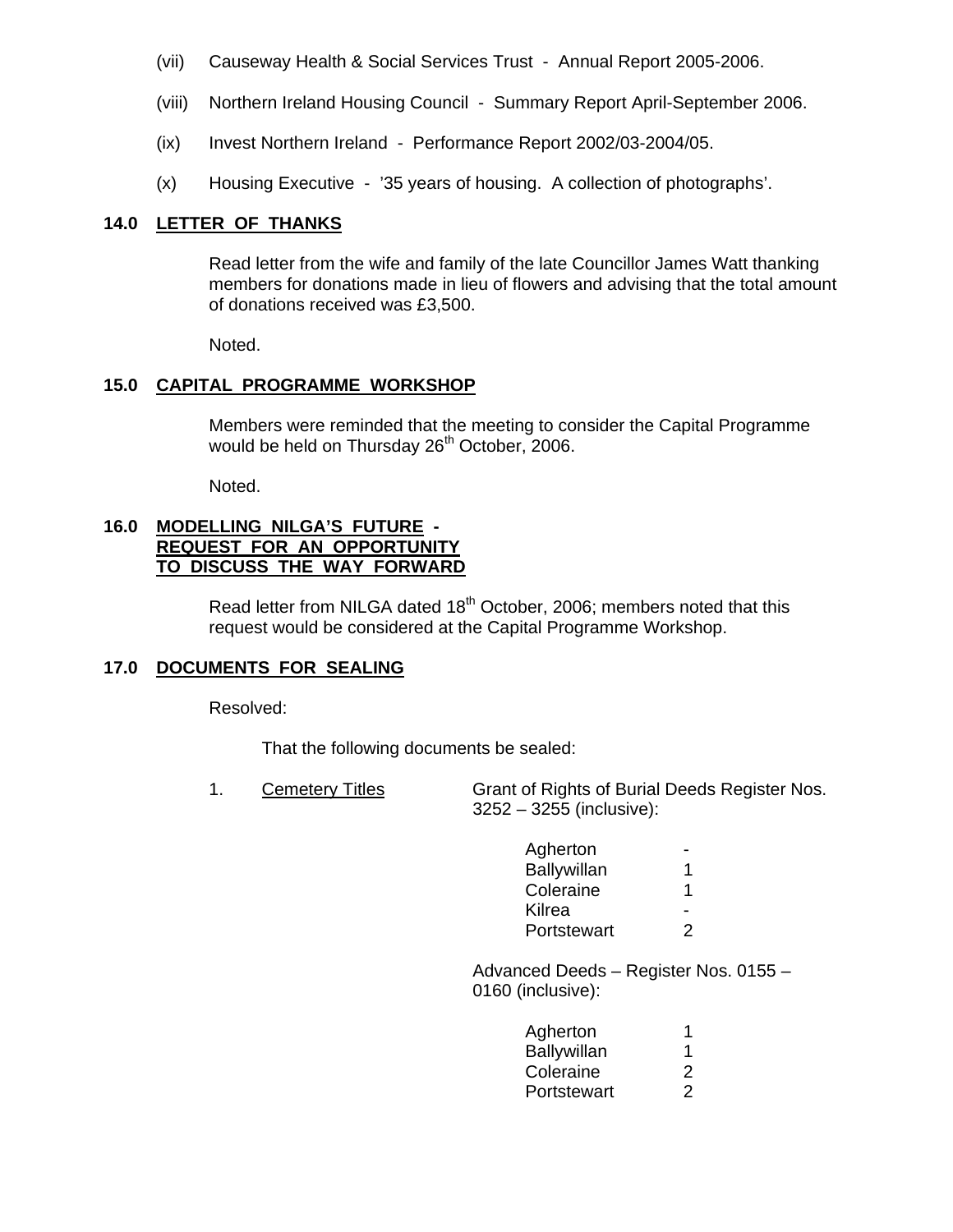(vii) Causeway Health & Social Services Trust - Annual Report 2005-2006.

(viii) Northern Ireland Housing Council - Summary Report April-September 2006.

(ix) Invest Northern Ireland - Performance Report 2002/03-2004/05.

(x) Housing Executive - '35 years of housing. A collection of photographs'.

**14.0 <u>LETTER OF THANKS</u>**

Read letter from the wife and family of the late Councillor James Watt thanking members for donations made in lieu of flowers and advising that the total amount of donations received was £3,500.

Noted.

**15.0 <u>CAPITAL PROGRAMME WORKSHOP</u>**

Members were reminded that the meeting to consider the Capital Programme would be held on Thursday 26th October, 2006.

Noted.

**16.0 <u>MODELLING NILGA'S FUTURE - REQUEST FOR AN OPPORTUNITY TO DISCUSS THE WAY FORWARD</u>**

Read letter from NILGA dated 18th October, 2006; members noted that this request would be considered at the Capital Programme Workshop.

**17.0 <u>DOCUMENTS FOR SEALING</u>**

Resolved:

That the following documents be sealed:

1. <u>Cemetery Titles</u>

Grant of Rights of Burial Deeds Register Nos. 3252 – 3255 (inclusive):

| | |
|---|---|
| Agherton | - |
| Ballywillan | 1 |
| Coleraine | 1 |
| Kilrea | - |
| Portstewart | 2 |

Advanced Deeds – Register Nos. 0155 – 0160 (inclusive):

| | |
|---|---|
| Agherton | 1 |
| Ballywillan | 1 |
| Coleraine | 2 |
| Portstewart | 2 |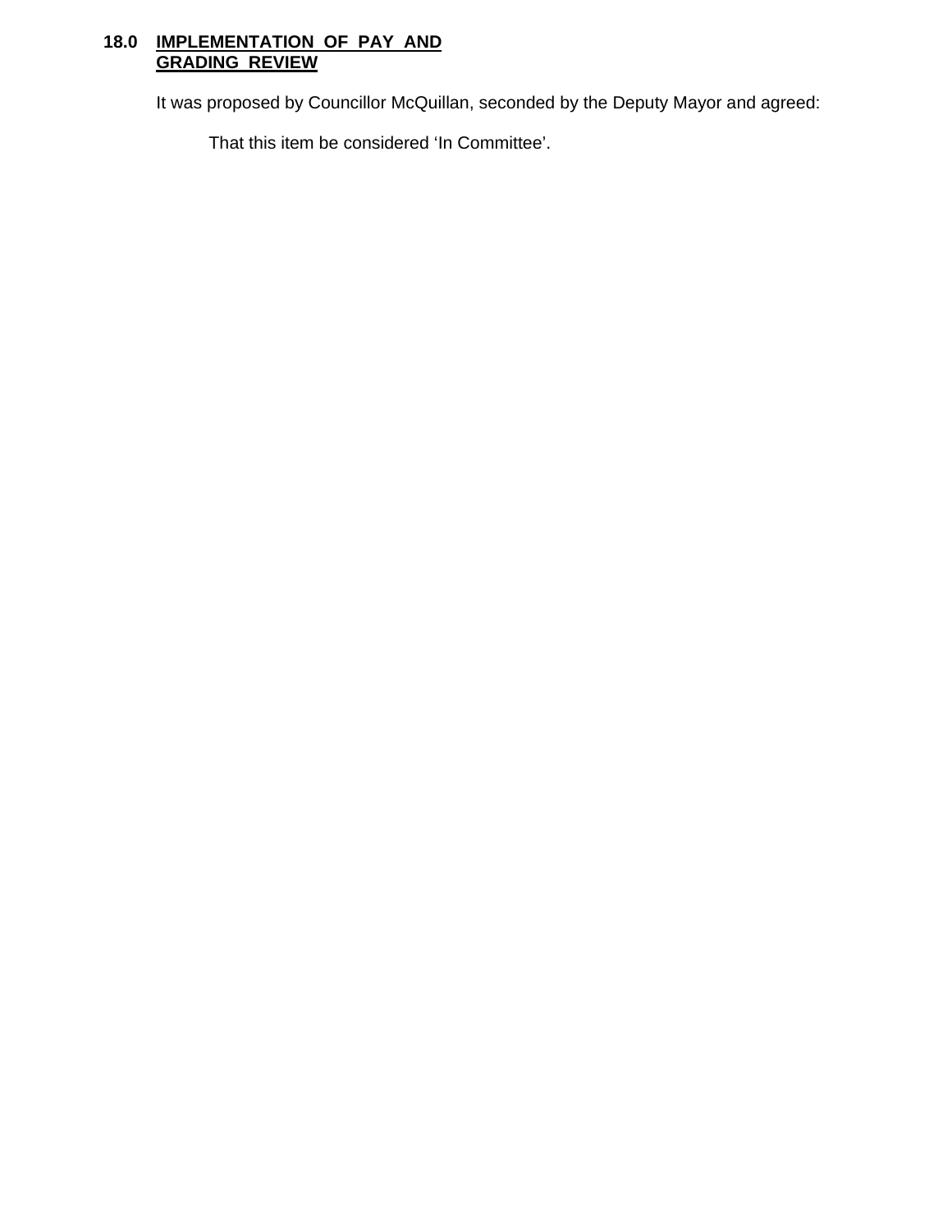## 18.0 IMPLEMENTATION OF PAY AND GRADING REVIEW

It was proposed by Councillor McQuillan, seconded by the Deputy Mayor and agreed:

That this item be considered 'In Committee'.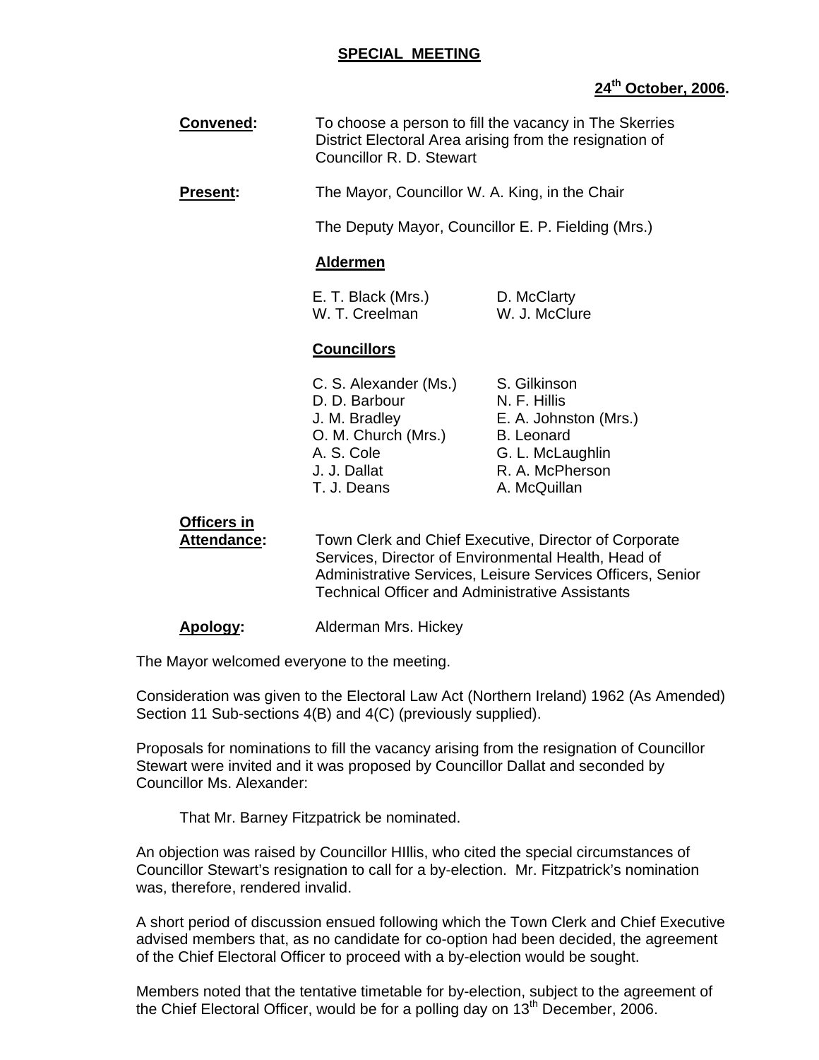**SPECIAL MEETING**

**24th October, 2006.**

**Convened:** To choose a person to fill the vacancy in The Skerries District Electoral Area arising from the resignation of Councillor R. D. Stewart

**Present:** The Mayor, Councillor W. A. King, in the Chair

The Deputy Mayor, Councillor E. P. Fielding (Mrs.)

**Aldermen**

E. T. Black (Mrs.)
W. T. Creelman
D. McClarty
W. J. McClure

**Councillors**

C. S. Alexander (Ms.)
D. D. Barbour
J. M. Bradley
O. M. Church (Mrs.)
A. S. Cole
J. J. Dallat
T. J. Deans
S. Gilkinson
N. F. Hillis
E. A. Johnston (Mrs.)
B. Leonard
G. L. McLaughlin
R. A. McPherson
A. McQuillan

**Officers in Attendance:** Town Clerk and Chief Executive, Director of Corporate Services, Director of Environmental Health, Head of Administrative Services, Leisure Services Officers, Senior Technical Officer and Administrative Assistants

**Apology:** Alderman Mrs. Hickey

The Mayor welcomed everyone to the meeting.

Consideration was given to the Electoral Law Act (Northern Ireland) 1962 (As Amended) Section 11 Sub-sections 4(B) and 4(C) (previously supplied).

Proposals for nominations to fill the vacancy arising from the resignation of Councillor Stewart were invited and it was proposed by Councillor Dallat and seconded by Councillor Ms. Alexander:

That Mr. Barney Fitzpatrick be nominated.

An objection was raised by Councillor HIllis, who cited the special circumstances of Councillor Stewart's resignation to call for a by-election. Mr. Fitzpatrick's nomination was, therefore, rendered invalid.

A short period of discussion ensued following which the Town Clerk and Chief Executive advised members that, as no candidate for co-option had been decided, the agreement of the Chief Electoral Officer to proceed with a by-election would be sought.

Members noted that the tentative timetable for by-election, subject to the agreement of the Chief Electoral Officer, would be for a polling day on 13th December, 2006.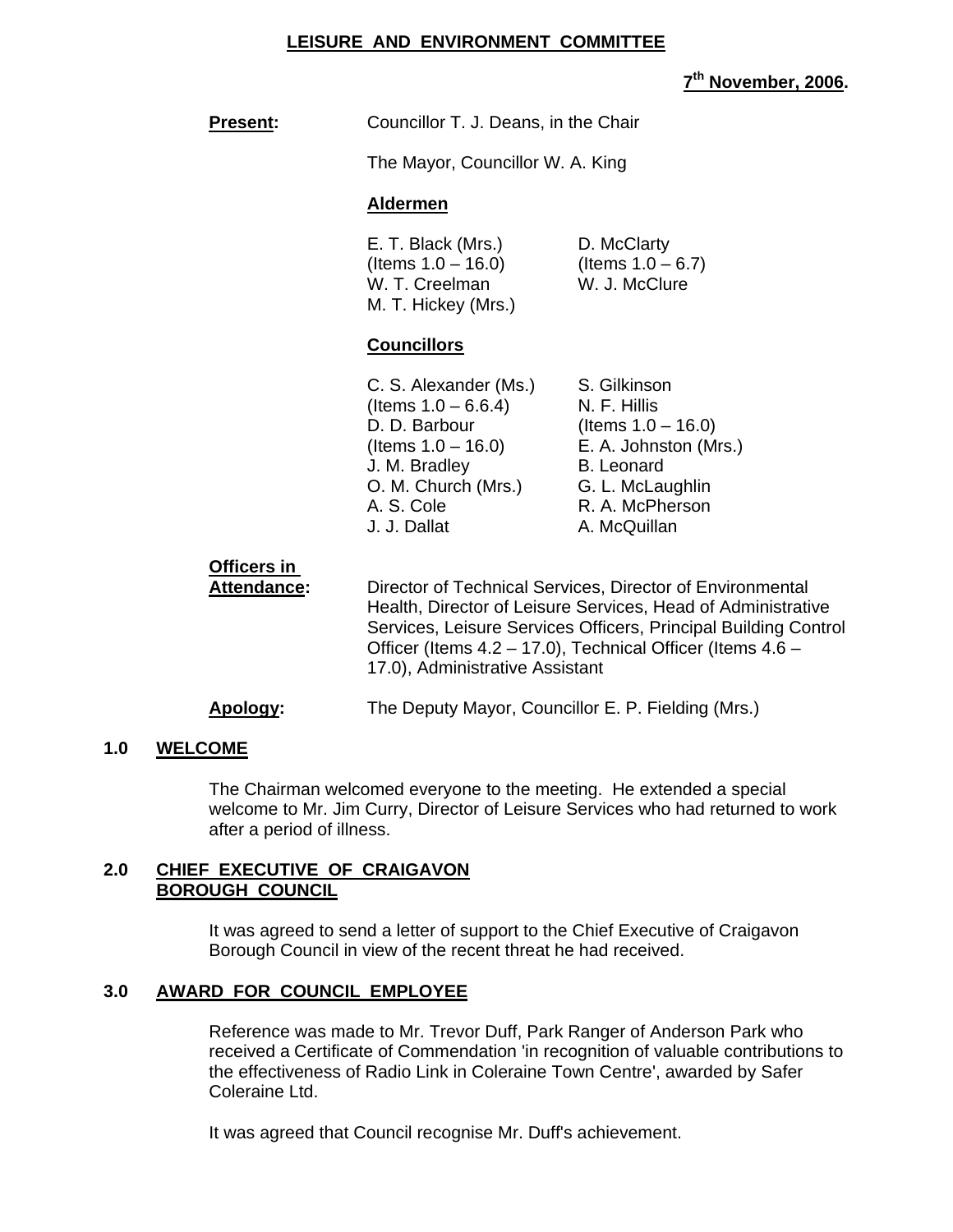**LEISURE AND ENVIRONMENT COMMITTEE**

**7th November, 2006.**

**Present:** Councillor T. J. Deans, in the Chair

The Mayor, Councillor W. A. King

**Aldermen**

| | |
|---|---|
| E. T. Black (Mrs.) (Items 1.0 – 16.0) | D. McClarty (Items 1.0 – 6.7) |
| W. T. Creelman | W. J. McClure |
| M. T. Hickey (Mrs.) | |

**Councillors**

| | |
|---|---|
| C. S. Alexander (Ms.) (Items 1.0 – 6.6.4) | S. Gilkinson |
| D. D. Barbour (Items 1.0 – 16.0) | N. F. Hillis (Items 1.0 – 16.0) |
| J. M. Bradley | E. A. Johnston (Mrs.) |
| O. M. Church (Mrs.) | B. Leonard |
| A. S. Cole | G. L. McLaughlin |
| J. J. Dallat | R. A. McPherson |
| | A. McQuillan |

**Officers in Attendance:** Director of Technical Services, Director of Environmental Health, Director of Leisure Services, Head of Administrative Services, Leisure Services Officers, Principal Building Control Officer (Items 4.2 – 17.0), Technical Officer (Items 4.6 – 17.0), Administrative Assistant

**Apology:** The Deputy Mayor, Councillor E. P. Fielding (Mrs.)

## 1.0 WELCOME

The Chairman welcomed everyone to the meeting. He extended a special welcome to Mr. Jim Curry, Director of Leisure Services who had returned to work after a period of illness.

## 2.0 CHIEF EXECUTIVE OF CRAIGAVON BOROUGH COUNCIL

It was agreed to send a letter of support to the Chief Executive of Craigavon Borough Council in view of the recent threat he had received.

## 3.0 AWARD FOR COUNCIL EMPLOYEE

Reference was made to Mr. Trevor Duff, Park Ranger of Anderson Park who received a Certificate of Commendation 'in recognition of valuable contributions to the effectiveness of Radio Link in Coleraine Town Centre', awarded by Safer Coleraine Ltd.

It was agreed that Council recognise Mr. Duff's achievement.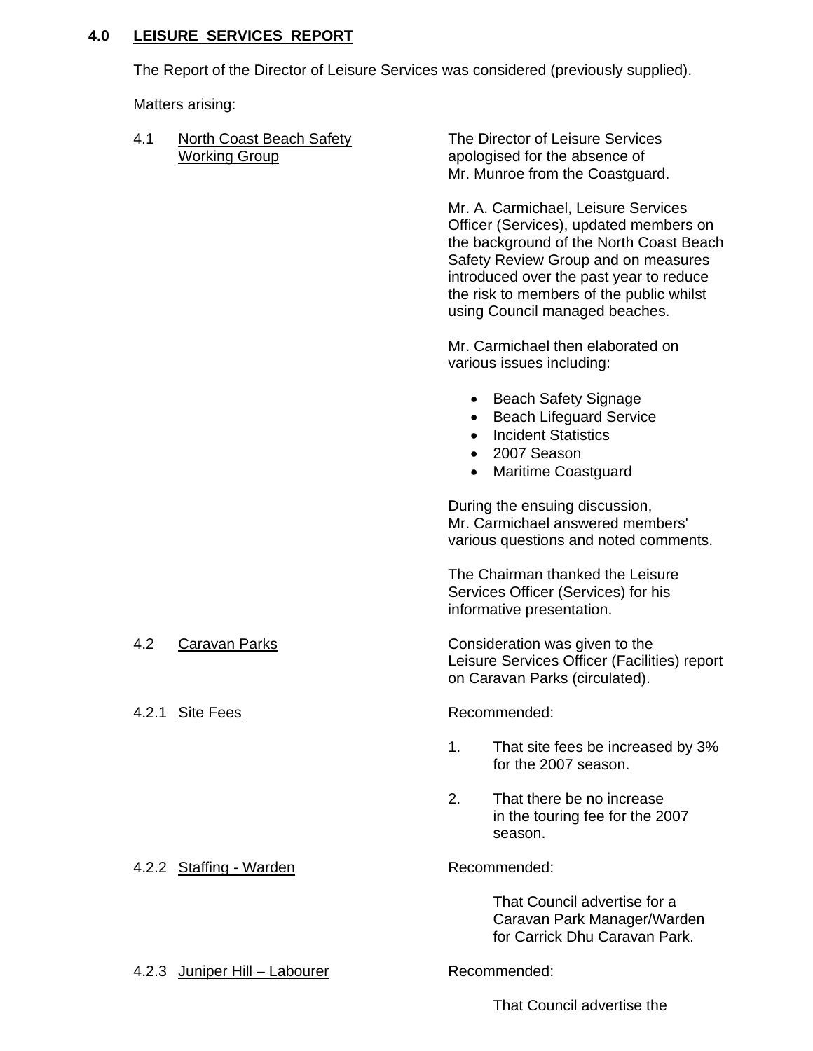## 4.0 LEISURE SERVICES REPORT

The Report of the Director of Leisure Services was considered (previously supplied).

Matters arising:

4.1 North Coast Beach Safety Working Group

The Director of Leisure Services apologised for the absence of Mr. Munroe from the Coastguard.

Mr. A. Carmichael, Leisure Services Officer (Services), updated members on the background of the North Coast Beach Safety Review Group and on measures introduced over the past year to reduce the risk to members of the public whilst using Council managed beaches.

Mr. Carmichael then elaborated on various issues including:

- Beach Safety Signage
- Beach Lifeguard Service
- Incident Statistics
- 2007 Season
- Maritime Coastguard

During the ensuing discussion, Mr. Carmichael answered members' various questions and noted comments.

The Chairman thanked the Leisure Services Officer (Services) for his informative presentation.

4.2 Caravan Parks

Consideration was given to the Leisure Services Officer (Facilities) report on Caravan Parks (circulated).

4.2.1 Site Fees

Recommended:

1. That site fees be increased by 3% for the 2007 season.
2. That there be no increase in the touring fee for the 2007 season.

4.2.2 Staffing - Warden

Recommended:

That Council advertise for a Caravan Park Manager/Warden for Carrick Dhu Caravan Park.

4.2.3 Juniper Hill – Labourer

Recommended:

That Council advertise the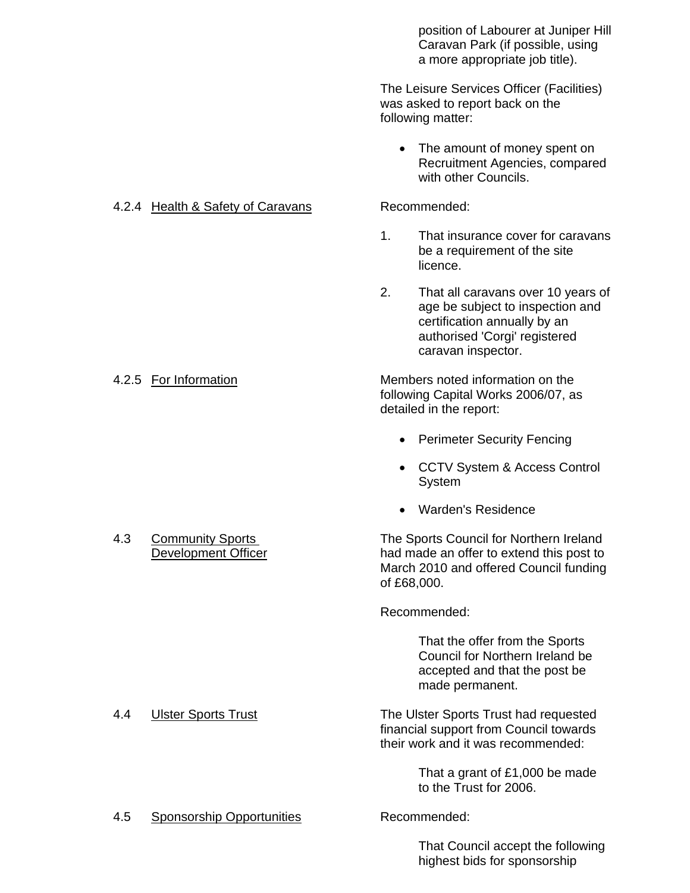position of Labourer at Juniper Hill Caravan Park (if possible, using a more appropriate job title).

The Leisure Services Officer (Facilities) was asked to report back on the following matter:

- The amount of money spent on Recruitment Agencies, compared with other Councils.

4.2.4 Health & Safety of Caravans

Recommended:

1. That insurance cover for caravans be a requirement of the site licence.
2. That all caravans over 10 years of age be subject to inspection and certification annually by an authorised 'Corgi' registered caravan inspector.

4.2.5 For Information

Members noted information on the following Capital Works 2006/07, as detailed in the report:

- Perimeter Security Fencing
- CCTV System & Access Control System
- Warden's Residence

4.3 Community Sports Development Officer

The Sports Council for Northern Ireland had made an offer to extend this post to March 2010 and offered Council funding of £68,000.

Recommended:

That the offer from the Sports Council for Northern Ireland be accepted and that the post be made permanent.

4.4 Ulster Sports Trust

The Ulster Sports Trust had requested financial support from Council towards their work and it was recommended:

That a grant of £1,000 be made to the Trust for 2006.

4.5 Sponsorship Opportunities

Recommended:

That Council accept the following highest bids for sponsorship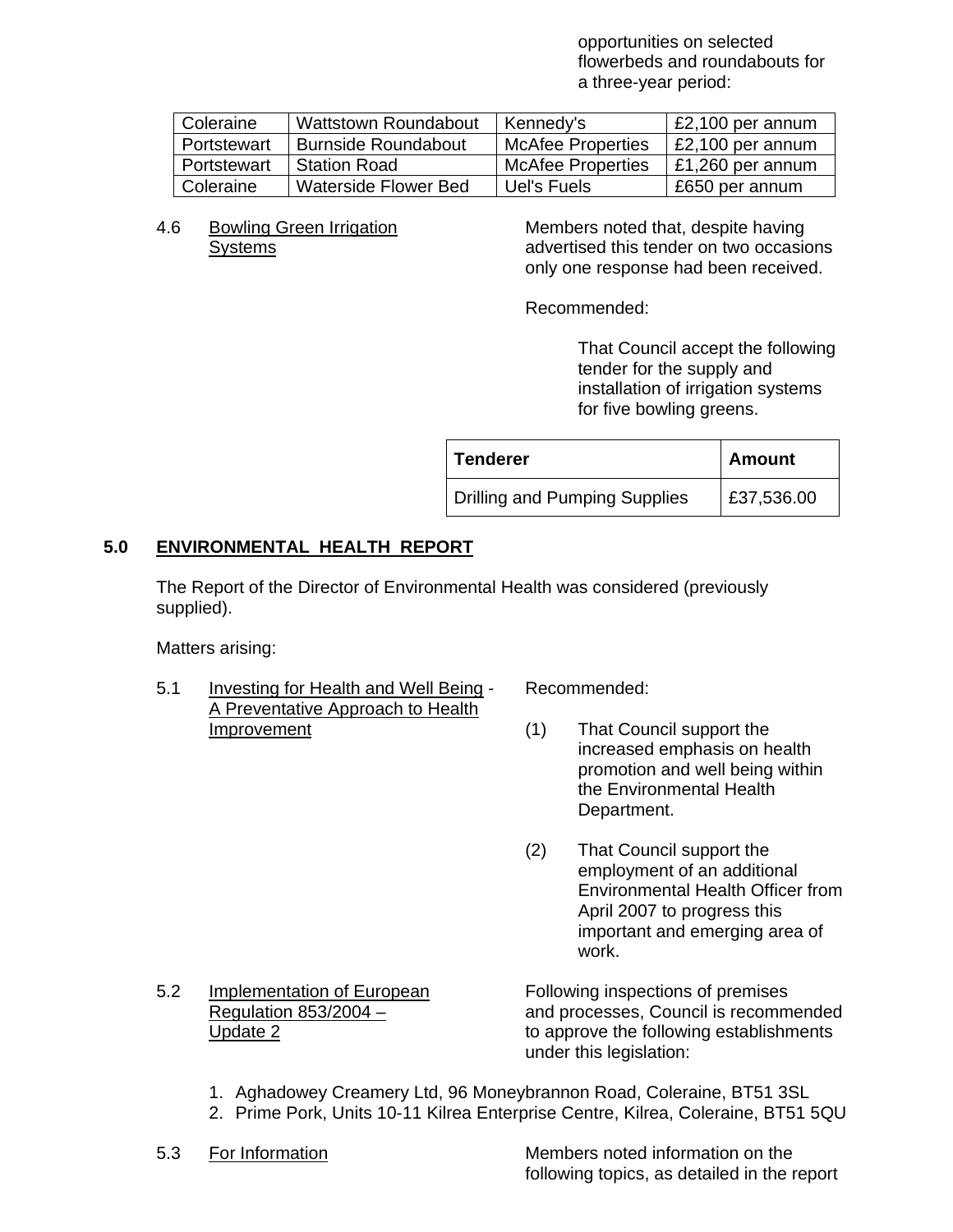opportunities on selected flowerbeds and roundabouts for a three-year period:

| | | | |
|---|---|---|---|
| Coleraine | Wattstown Roundabout | Kennedy's | £2,100 per annum |
| Portstewart | Burnside Roundabout | McAfee Properties | £2,100 per annum |
| Portstewart | Station Road | McAfee Properties | £1,260 per annum |
| Coleraine | Waterside Flower Bed | Uel's Fuels | £650 per annum |

4.6 Bowling Green Irrigation Systems

Members noted that, despite having advertised this tender on two occasions only one response had been received.

Recommended:

That Council accept the following tender for the supply and installation of irrigation systems for five bowling greens.

| **Tenderer** | **Amount** |
|---|---|
| Drilling and Pumping Supplies | £37,536.00 |

## 5.0 ENVIRONMENTAL HEALTH REPORT

The Report of the Director of Environmental Health was considered (previously supplied).

Matters arising:

5.1 Investing for Health and Well Being - A Preventative Approach to Health Improvement

Recommended:

(1) That Council support the increased emphasis on health promotion and well being within the Environmental Health Department.

(2) That Council support the employment of an additional Environmental Health Officer from April 2007 to progress this important and emerging area of work.

5.2 Implementation of European Regulation 853/2004 – Update 2

Following inspections of premises and processes, Council is recommended to approve the following establishments under this legislation:

1. Aghadowey Creamery Ltd, 96 Moneybrannon Road, Coleraine, BT51 3SL
2. Prime Pork, Units 10-11 Kilrea Enterprise Centre, Kilrea, Coleraine, BT51 5QU

5.3 For Information

Members noted information on the following topics, as detailed in the report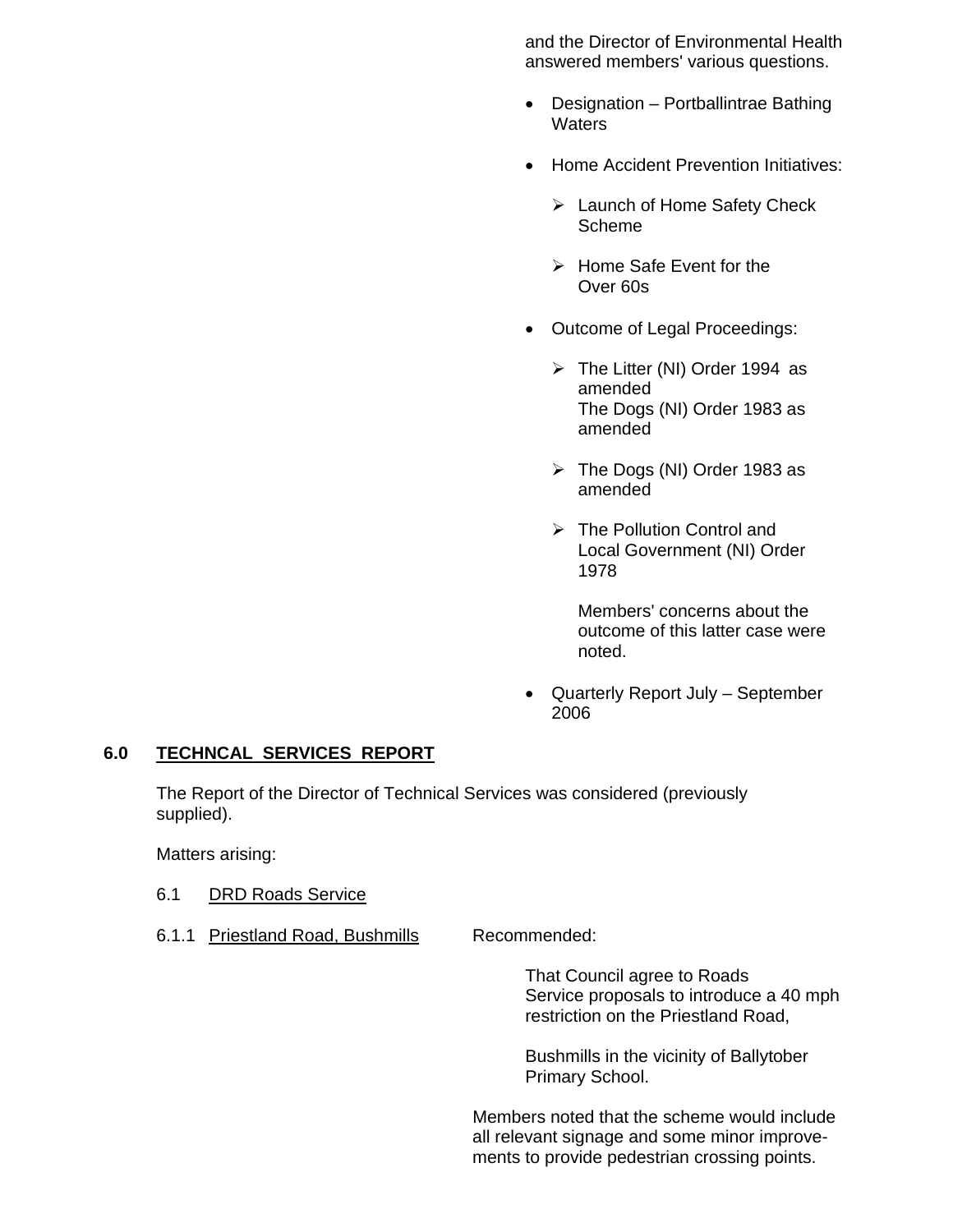and the Director of Environmental Health answered members' various questions.

- Designation – Portballintrae Bathing Waters
- Home Accident Prevention Initiatives:
  - Launch of Home Safety Check Scheme
  - Home Safe Event for the Over 60s
- Outcome of Legal Proceedings:
  - The Litter (NI) Order 1994 as amended
    The Dogs (NI) Order 1983 as amended
  - The Dogs (NI) Order 1983 as amended
  - The Pollution Control and Local Government (NI) Order 1978

    Members' concerns about the outcome of this latter case were noted.
- Quarterly Report July – September 2006

## 6.0 TECHNCAL SERVICES REPORT

The Report of the Director of Technical Services was considered (previously supplied).

Matters arising:

6.1 DRD Roads Service

6.1.1 Priestland Road, Bushmills

Recommended:

That Council agree to Roads Service proposals to introduce a 40 mph restriction on the Priestland Road,

Bushmills in the vicinity of Ballytober Primary School.

Members noted that the scheme would include all relevant signage and some minor improvements to provide pedestrian crossing points.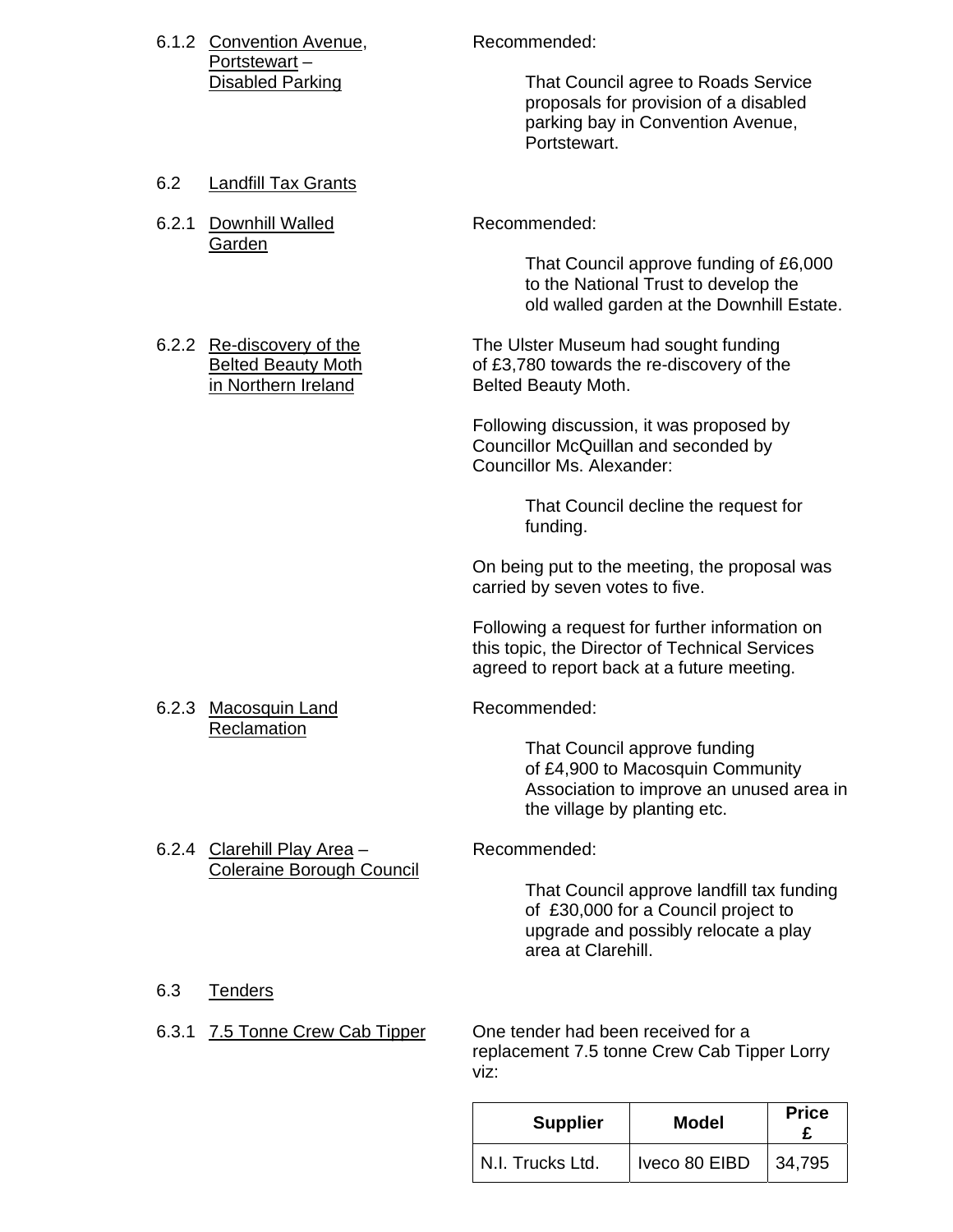6.1.2 Convention Avenue, Portstewart – Disabled Parking

Recommended:

> That Council agree to Roads Service proposals for provision of a disabled parking bay in Convention Avenue, Portstewart.

6.2 Landfill Tax Grants

6.2.1 Downhill Walled Garden

Recommended:

> That Council approve funding of £6,000 to the National Trust to develop the old walled garden at the Downhill Estate.

6.2.2 Re-discovery of the Belted Beauty Moth in Northern Ireland

The Ulster Museum had sought funding of £3,780 towards the re-discovery of the Belted Beauty Moth.

Following discussion, it was proposed by Councillor McQuillan and seconded by Councillor Ms. Alexander:

> That Council decline the request for funding.

On being put to the meeting, the proposal was carried by seven votes to five.

Following a request for further information on this topic, the Director of Technical Services agreed to report back at a future meeting.

6.2.3 Macosquin Land Reclamation

Recommended:

> That Council approve funding of £4,900 to Macosquin Community Association to improve an unused area in the village by planting etc.

6.2.4 Clarehill Play Area – Coleraine Borough Council

Recommended:

> That Council approve landfill tax funding of £30,000 for a Council project to upgrade and possibly relocate a play area at Clarehill.

6.3 Tenders

6.3.1 7.5 Tonne Crew Cab Tipper

One tender had been received for a replacement 7.5 tonne Crew Cab Tipper Lorry viz:

| Supplier | Model | Price £ |
|---|---|---|
| N.I. Trucks Ltd. | Iveco 80 EIBD | 34,795 |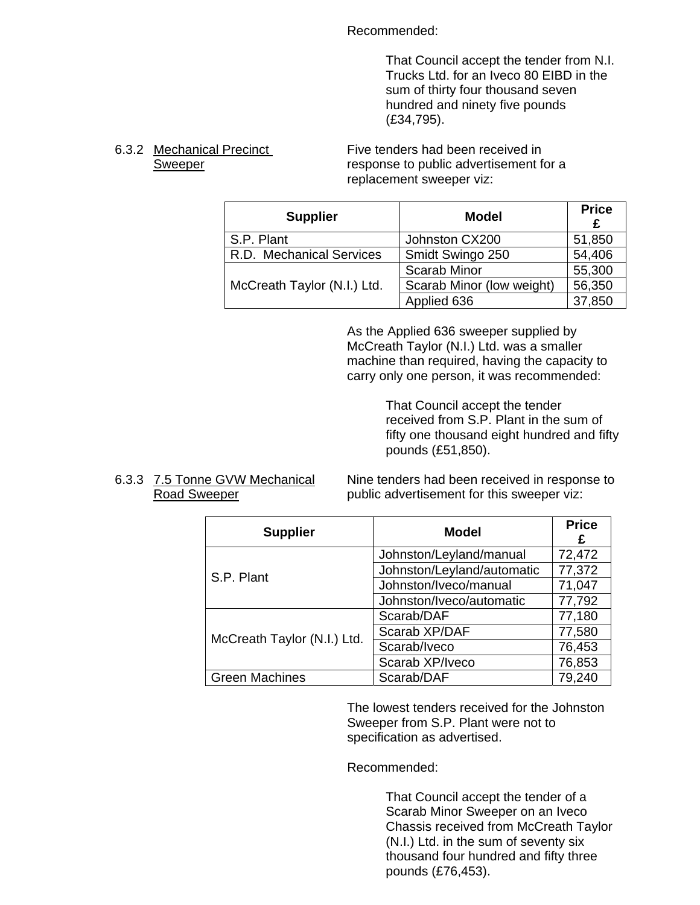Recommended:

> That Council accept the tender from N.I. Trucks Ltd. for an Iveco 80 EIBD in the sum of thirty four thousand seven hundred and ninety five pounds (£34,795).

6.3.2 Mechanical Precinct Sweeper

Five tenders had been received in response to public advertisement for a replacement sweeper viz:

| Supplier | Model | Price £ |
|---|---|---|
| S.P. Plant | Johnston CX200 | 51,850 |
| R.D. Mechanical Services | Smidt Swingo 250 | 54,406 |
| McCreath Taylor (N.I.) Ltd. | Scarab Minor | 55,300 |
| | Scarab Minor (low weight) | 56,350 |
| | Applied 636 | 37,850 |

As the Applied 636 sweeper supplied by McCreath Taylor (N.I.) Ltd. was a smaller machine than required, having the capacity to carry only one person, it was recommended:

> That Council accept the tender received from S.P. Plant in the sum of fifty one thousand eight hundred and fifty pounds (£51,850).

6.3.3 7.5 Tonne GVW Mechanical Road Sweeper

Nine tenders had been received in response to public advertisement for this sweeper viz:

| Supplier | Model | Price £ |
|---|---|---|
| S.P. Plant | Johnston/Leyland/manual | 72,472 |
| | Johnston/Leyland/automatic | 77,372 |
| | Johnston/Iveco/manual | 71,047 |
| | Johnston/Iveco/automatic | 77,792 |
| McCreath Taylor (N.I.) Ltd. | Scarab/DAF | 77,180 |
| | Scarab XP/DAF | 77,580 |
| | Scarab/Iveco | 76,453 |
| | Scarab XP/Iveco | 76,853 |
| Green Machines | Scarab/DAF | 79,240 |

The lowest tenders received for the Johnston Sweeper from S.P. Plant were not to specification as advertised.

Recommended:

> That Council accept the tender of a Scarab Minor Sweeper on an Iveco Chassis received from McCreath Taylor (N.I.) Ltd. in the sum of seventy six thousand four hundred and fifty three pounds (£76,453).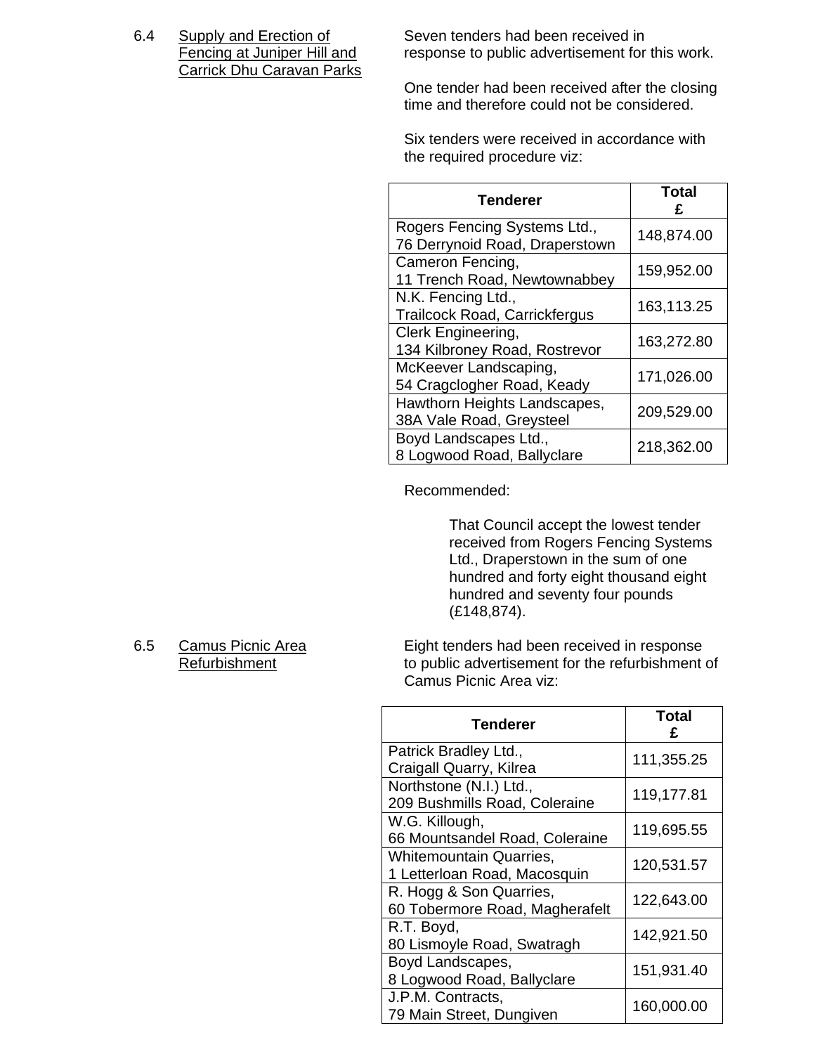6.4 Supply and Erection of Fencing at Juniper Hill and Carrick Dhu Caravan Parks

Seven tenders had been received in response to public advertisement for this work.

One tender had been received after the closing time and therefore could not be considered.

Six tenders were received in accordance with the required procedure viz:

| Tenderer | Total £ |
|---|---|
| Rogers Fencing Systems Ltd., 76 Derrynoid Road, Draperstown | 148,874.00 |
| Cameron Fencing, 11 Trench Road, Newtownabbey | 159,952.00 |
| N.K. Fencing Ltd., Trailcock Road, Carrickfergus | 163,113.25 |
| Clerk Engineering, 134 Kilbroney Road, Rostrevor | 163,272.80 |
| McKeever Landscaping, 54 Cragclogher Road, Keady | 171,026.00 |
| Hawthorn Heights Landscapes, 38A Vale Road, Greysteel | 209,529.00 |
| Boyd Landscapes Ltd., 8 Logwood Road, Ballyclare | 218,362.00 |

Recommended:

> That Council accept the lowest tender received from Rogers Fencing Systems Ltd., Draperstown in the sum of one hundred and forty eight thousand eight hundred and seventy four pounds (£148,874).

6.5 Camus Picnic Area Refurbishment

Eight tenders had been received in response to public advertisement for the refurbishment of Camus Picnic Area viz:

| Tenderer | Total £ |
|---|---|
| Patrick Bradley Ltd., Craigall Quarry, Kilrea | 111,355.25 |
| Northstone (N.I.) Ltd., 209 Bushmills Road, Coleraine | 119,177.81 |
| W.G. Killough, 66 Mountsandel Road, Coleraine | 119,695.55 |
| Whitemountain Quarries, 1 Letterloan Road, Macosquin | 120,531.57 |
| R. Hogg & Son Quarries, 60 Tobermore Road, Magherafelt | 122,643.00 |
| R.T. Boyd, 80 Lismoyle Road, Swatragh | 142,921.50 |
| Boyd Landscapes, 8 Logwood Road, Ballyclare | 151,931.40 |
| J.P.M. Contracts, 79 Main Street, Dungiven | 160,000.00 |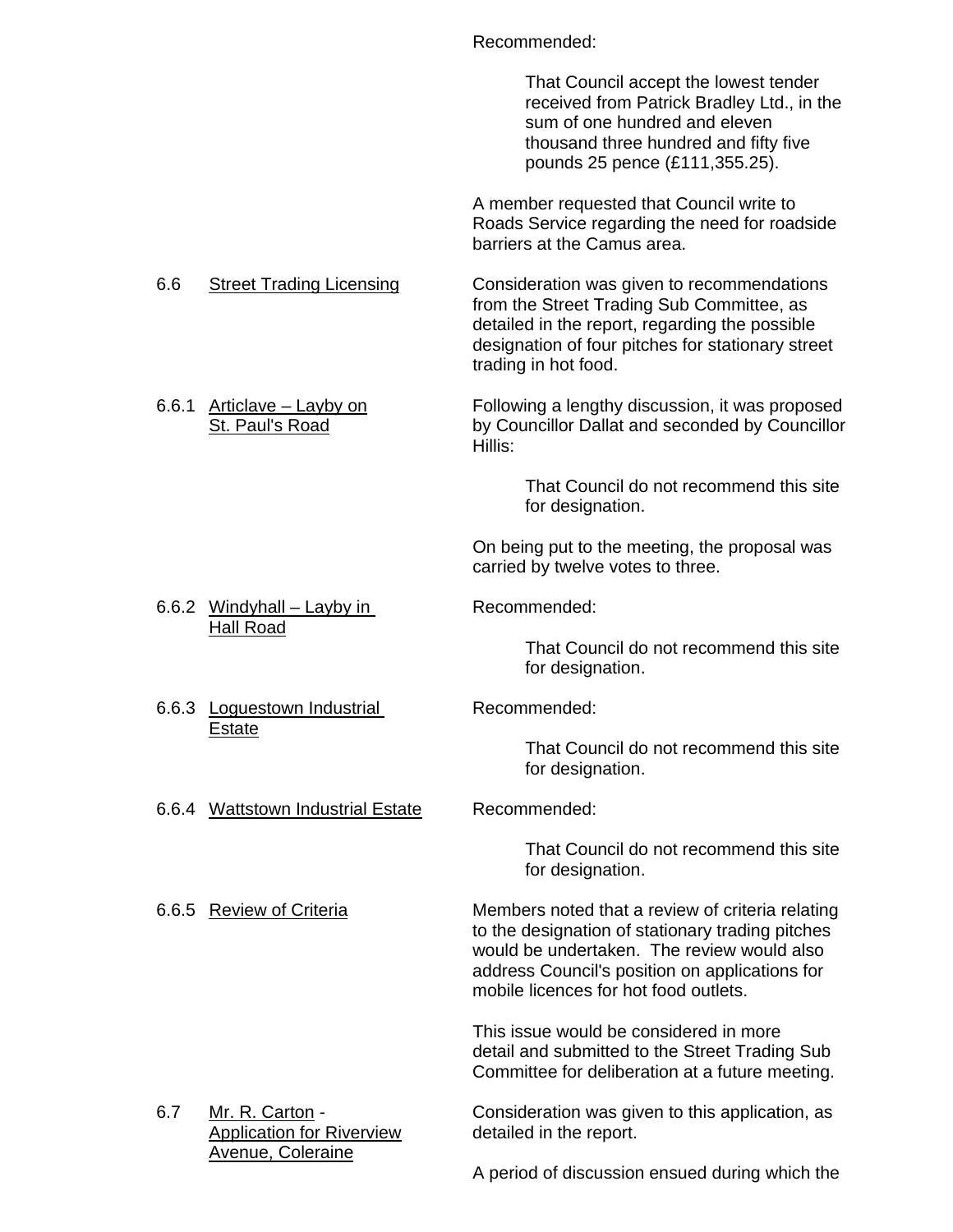Recommended:

> That Council accept the lowest tender received from Patrick Bradley Ltd., in the sum of one hundred and eleven thousand three hundred and fifty five pounds 25 pence (£111,355.25).

A member requested that Council write to Roads Service regarding the need for roadside barriers at the Camus area.

**6.6 Street Trading Licensing**

Consideration was given to recommendations from the Street Trading Sub Committee, as detailed in the report, regarding the possible designation of four pitches for stationary street trading in hot food.

**6.6.1 Articlave – Layby on St. Paul's Road**

Following a lengthy discussion, it was proposed by Councillor Dallat and seconded by Councillor Hillis:

> That Council do not recommend this site for designation.

On being put to the meeting, the proposal was carried by twelve votes to three.

**6.6.2 Windyhall – Layby in Hall Road**

Recommended:

> That Council do not recommend this site for designation.

**6.6.3 Loguestown Industrial Estate**

Recommended:

> That Council do not recommend this site for designation.

**6.6.4 Wattstown Industrial Estate**

Recommended:

> That Council do not recommend this site for designation.

**6.6.5 Review of Criteria**

Members noted that a review of criteria relating to the designation of stationary trading pitches would be undertaken. The review would also address Council's position on applications for mobile licences for hot food outlets.

This issue would be considered in more detail and submitted to the Street Trading Sub Committee for deliberation at a future meeting.

**6.7 Mr. R. Carton - Application for Riverview Avenue, Coleraine**

Consideration was given to this application, as detailed in the report.

A period of discussion ensued during which the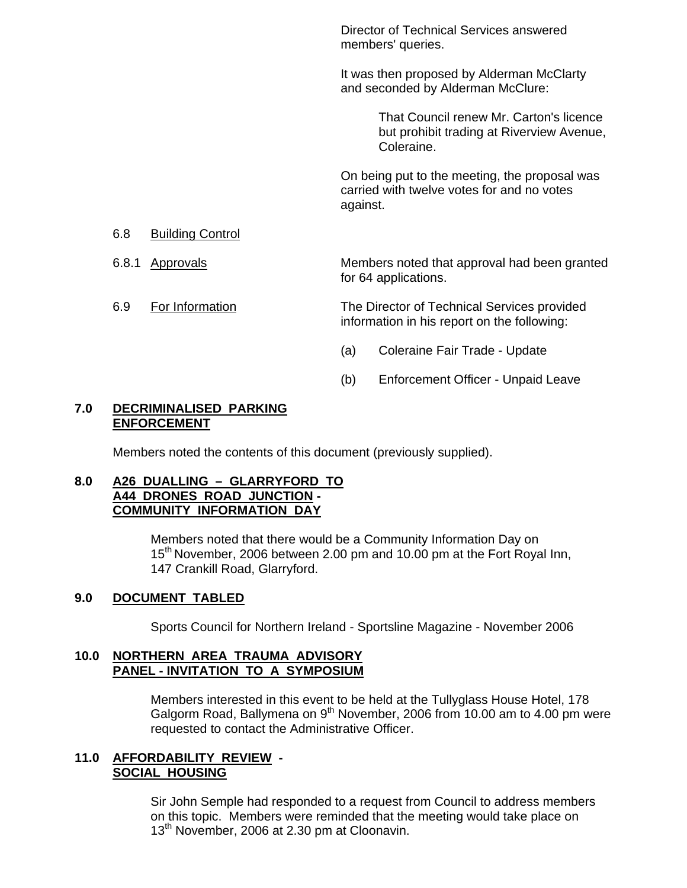Director of Technical Services answered members' queries.

It was then proposed by Alderman McClarty and seconded by Alderman McClure:

> That Council renew Mr. Carton's licence but prohibit trading at Riverview Avenue, Coleraine.

On being put to the meeting, the proposal was carried with twelve votes for and no votes against.

6.8 Building Control

6.8.1 Approvals — Members noted that approval had been granted for 64 applications.

6.9 For Information — The Director of Technical Services provided information in his report on the following:

(a) Coleraine Fair Trade - Update

(b) Enforcement Officer - Unpaid Leave

## 7.0 DECRIMINALISED PARKING ENFORCEMENT

Members noted the contents of this document (previously supplied).

## 8.0 A26 DUALLING – GLARRYFORD TO A44 DRONES ROAD JUNCTION - COMMUNITY INFORMATION DAY

Members noted that there would be a Community Information Day on 15th November, 2006 between 2.00 pm and 10.00 pm at the Fort Royal Inn, 147 Crankill Road, Glarryford.

## 9.0 DOCUMENT TABLED

Sports Council for Northern Ireland - Sportsline Magazine - November 2006

## 10.0 NORTHERN AREA TRAUMA ADVISORY PANEL - INVITATION TO A SYMPOSIUM

Members interested in this event to be held at the Tullyglass House Hotel, 178 Galgorm Road, Ballymena on 9th November, 2006 from 10.00 am to 4.00 pm were requested to contact the Administrative Officer.

## 11.0 AFFORDABILITY REVIEW - SOCIAL HOUSING

Sir John Semple had responded to a request from Council to address members on this topic. Members were reminded that the meeting would take place on 13th November, 2006 at 2.30 pm at Cloonavin.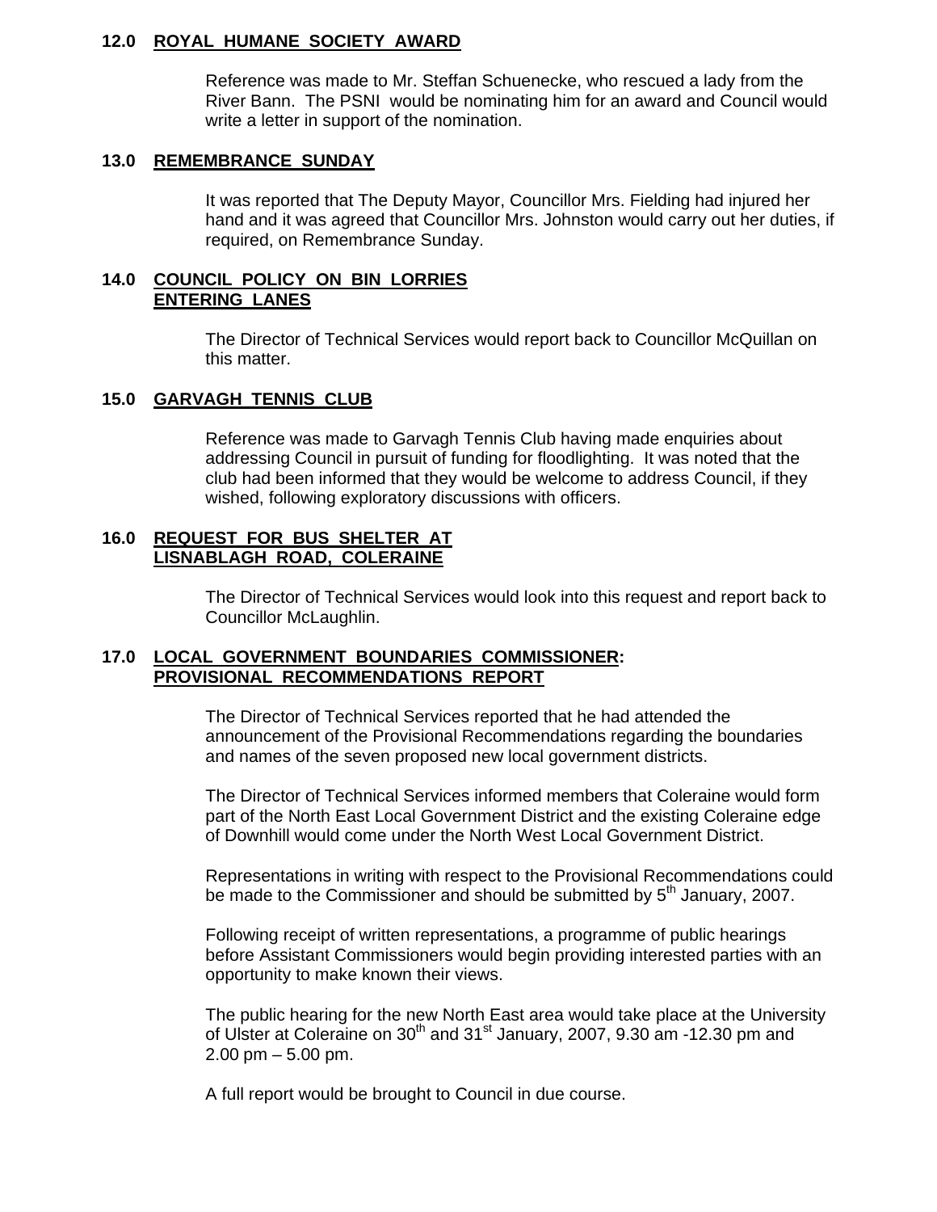## 12.0 ROYAL HUMANE SOCIETY AWARD

Reference was made to Mr. Steffan Schuenecke, who rescued a lady from the River Bann. The PSNI would be nominating him for an award and Council would write a letter in support of the nomination.

## 13.0 REMEMBRANCE SUNDAY

It was reported that The Deputy Mayor, Councillor Mrs. Fielding had injured her hand and it was agreed that Councillor Mrs. Johnston would carry out her duties, if required, on Remembrance Sunday.

## 14.0 COUNCIL POLICY ON BIN LORRIES ENTERING LANES

The Director of Technical Services would report back to Councillor McQuillan on this matter.

## 15.0 GARVAGH TENNIS CLUB

Reference was made to Garvagh Tennis Club having made enquiries about addressing Council in pursuit of funding for floodlighting. It was noted that the club had been informed that they would be welcome to address Council, if they wished, following exploratory discussions with officers.

## 16.0 REQUEST FOR BUS SHELTER AT LISNABLAGH ROAD, COLERAINE

The Director of Technical Services would look into this request and report back to Councillor McLaughlin.

## 17.0 LOCAL GOVERNMENT BOUNDARIES COMMISSIONER: PROVISIONAL RECOMMENDATIONS REPORT

The Director of Technical Services reported that he had attended the announcement of the Provisional Recommendations regarding the boundaries and names of the seven proposed new local government districts.

The Director of Technical Services informed members that Coleraine would form part of the North East Local Government District and the existing Coleraine edge of Downhill would come under the North West Local Government District.

Representations in writing with respect to the Provisional Recommendations could be made to the Commissioner and should be submitted by 5th January, 2007.

Following receipt of written representations, a programme of public hearings before Assistant Commissioners would begin providing interested parties with an opportunity to make known their views.

The public hearing for the new North East area would take place at the University of Ulster at Coleraine on 30th and 31st January, 2007, 9.30 am -12.30 pm and 2.00 pm – 5.00 pm.

A full report would be brought to Council in due course.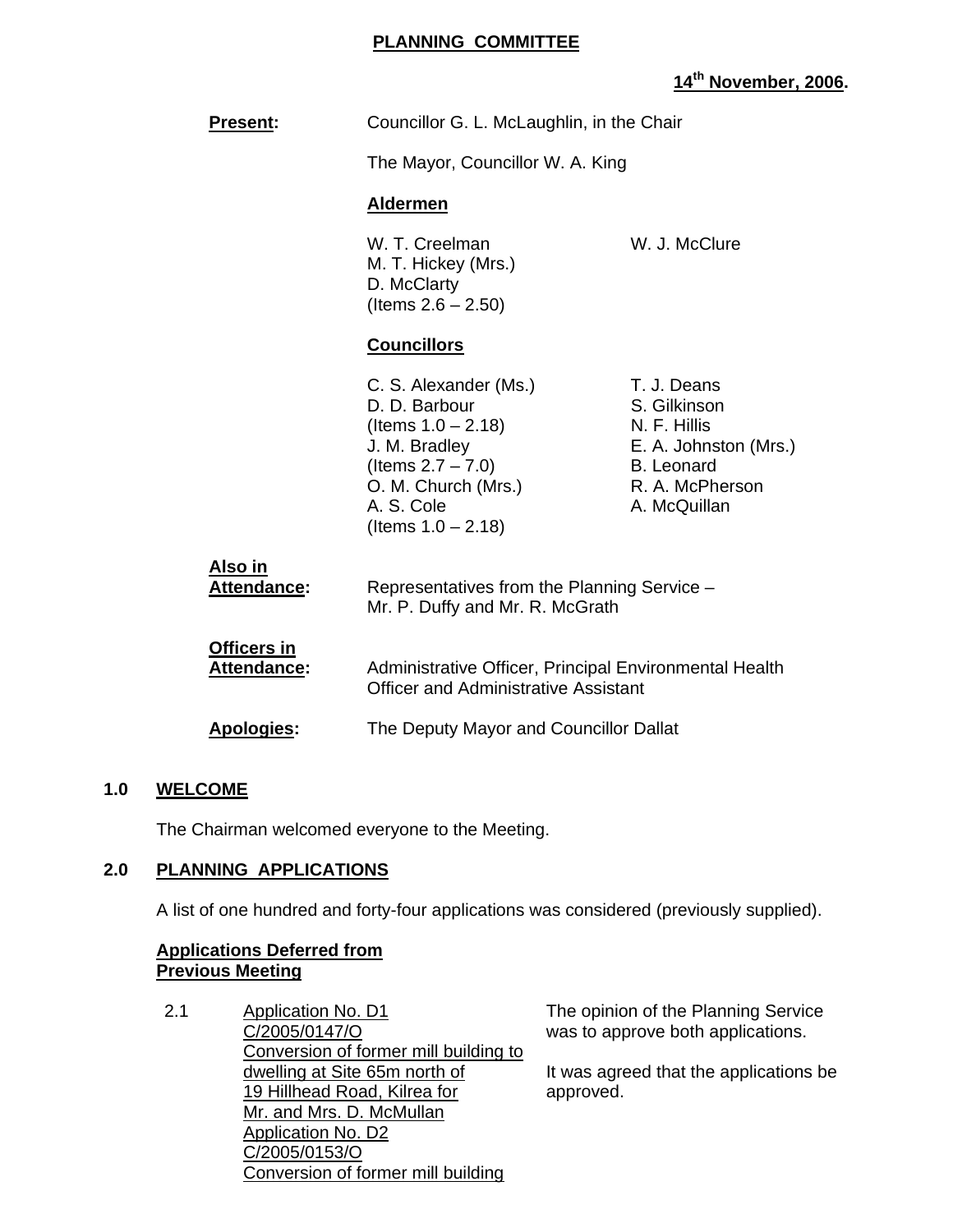**PLANNING COMMITTEE**

**14th November, 2006.**

**Present:** Councillor G. L. McLaughlin, in the Chair

The Mayor, Councillor W. A. King

**Aldermen**

W. T. Creelman
W. J. McClure
M. T. Hickey (Mrs.)
D. McClarty
(Items 2.6 – 2.50)

**Councillors**

C. S. Alexander (Ms.)
D. D. Barbour
(Items 1.0 – 2.18)
J. M. Bradley
(Items 2.7 – 7.0)
O. M. Church (Mrs.)
A. S. Cole
(Items 1.0 – 2.18)
T. J. Deans
S. Gilkinson
N. F. Hillis
E. A. Johnston (Mrs.)
B. Leonard
R. A. McPherson
A. McQuillan

**Also in Attendance:** Representatives from the Planning Service – Mr. P. Duffy and Mr. R. McGrath

**Officers in Attendance:** Administrative Officer, Principal Environmental Health Officer and Administrative Assistant

**Apologies:** The Deputy Mayor and Councillor Dallat

## 1.0 WELCOME

The Chairman welcomed everyone to the Meeting.

## 2.0 PLANNING APPLICATIONS

A list of one hundred and forty-four applications was considered (previously supplied).

**Applications Deferred from Previous Meeting**

2.1 Application No. D1
C/2005/0147/O
Conversion of former mill building to dwelling at Site 65m north of 19 Hillhead Road, Kilrea for Mr. and Mrs. D. McMullan
Application No. D2
C/2005/0153/O
Conversion of former mill building

The opinion of the Planning Service was to approve both applications.

It was agreed that the applications be approved.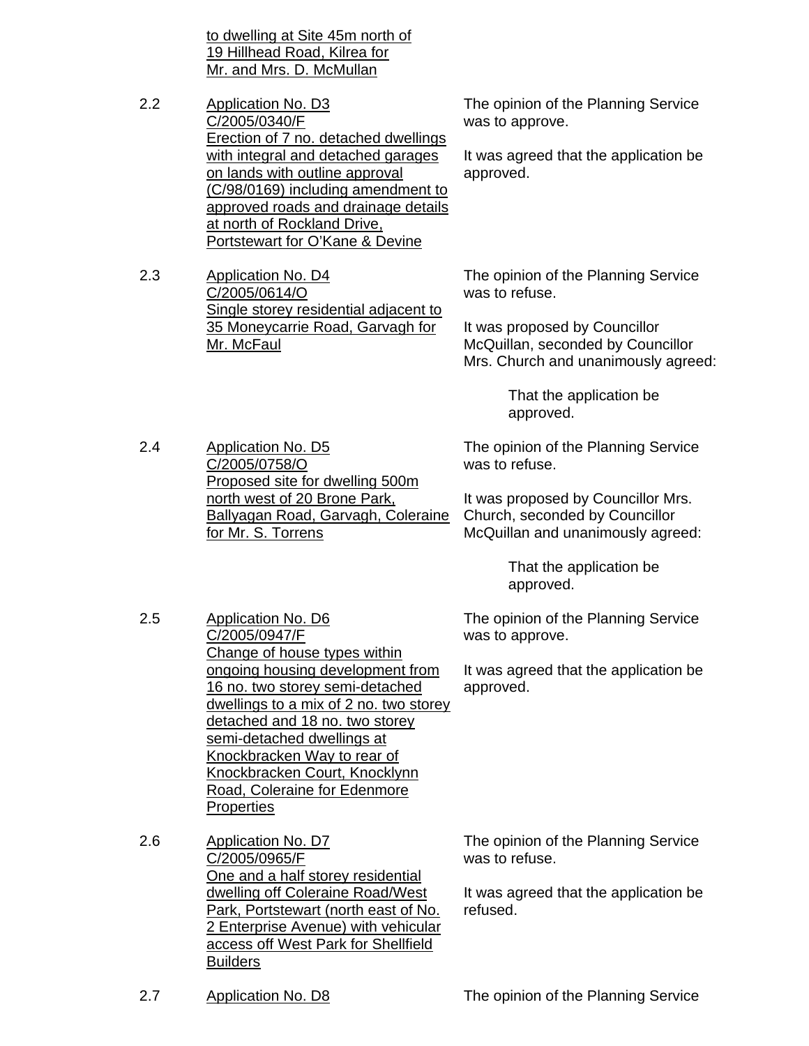to dwelling at Site 45m north of 19 Hillhead Road, Kilrea for Mr. and Mrs. D. McMullan

2.2 Application No. D3 C/2005/0340/F Erection of 7 no. detached dwellings with integral and detached garages on lands with outline approval (C/98/0169) including amendment to approved roads and drainage details at north of Rockland Drive, Portstewart for O'Kane & Devine

The opinion of the Planning Service was to approve.

It was agreed that the application be approved.

2.3 Application No. D4 C/2005/0614/O Single storey residential adjacent to 35 Moneycarrie Road, Garvagh for Mr. McFaul

The opinion of the Planning Service was to refuse.

It was proposed by Councillor McQuillan, seconded by Councillor Mrs. Church and unanimously agreed:

> That the application be approved.

2.4 Application No. D5 C/2005/0758/O Proposed site for dwelling 500m north west of 20 Brone Park, Ballyagan Road, Garvagh, Coleraine for Mr. S. Torrens

The opinion of the Planning Service was to refuse.

It was proposed by Councillor Mrs. Church, seconded by Councillor McQuillan and unanimously agreed:

> That the application be approved.

2.5 Application No. D6 C/2005/0947/F Change of house types within ongoing housing development from 16 no. two storey semi-detached dwellings to a mix of 2 no. two storey detached and 18 no. two storey semi-detached dwellings at Knockbracken Way to rear of Knockbracken Court, Knocklynn Road, Coleraine for Edenmore Properties

The opinion of the Planning Service was to approve.

It was agreed that the application be approved.

2.6 Application No. D7 C/2005/0965/F One and a half storey residential dwelling off Coleraine Road/West Park, Portstewart (north east of No. 2 Enterprise Avenue) with vehicular access off West Park for Shellfield Builders

The opinion of the Planning Service was to refuse.

It was agreed that the application be refused.

2.7 Application No. D8

The opinion of the Planning Service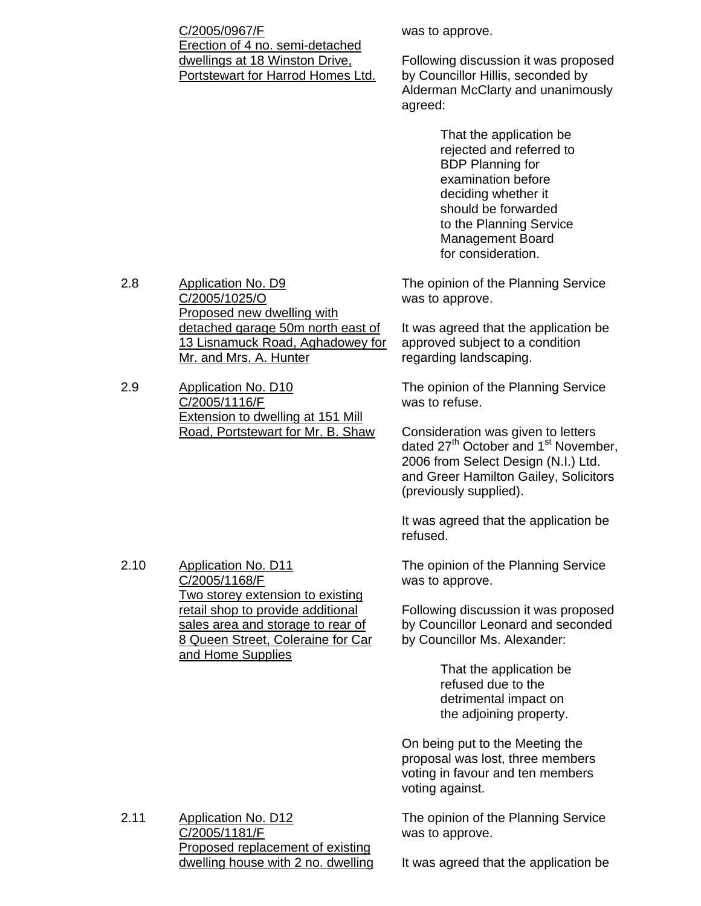C/2005/0967/F
Erection of 4 no. semi-detached dwellings at 18 Winston Drive, Portstewart for Harrod Homes Ltd.

was to approve.

Following discussion it was proposed by Councillor Hillis, seconded by Alderman McClarty and unanimously agreed:

> That the application be rejected and referred to BDP Planning for examination before deciding whether it should be forwarded to the Planning Service Management Board for consideration.

2.8 Application No. D9
C/2005/1025/O
Proposed new dwelling with detached garage 50m north east of 13 Lisnamuck Road, Aghadowey for Mr. and Mrs. A. Hunter

The opinion of the Planning Service was to approve.

It was agreed that the application be approved subject to a condition regarding landscaping.

2.9 Application No. D10
C/2005/1116/F
Extension to dwelling at 151 Mill Road, Portstewart for Mr. B. Shaw

The opinion of the Planning Service was to refuse.

Consideration was given to letters dated 27th October and 1st November, 2006 from Select Design (N.I.) Ltd. and Greer Hamilton Gailey, Solicitors (previously supplied).

It was agreed that the application be refused.

2.10 Application No. D11
C/2005/1168/F
Two storey extension to existing retail shop to provide additional sales area and storage to rear of 8 Queen Street, Coleraine for Car and Home Supplies

The opinion of the Planning Service was to approve.

Following discussion it was proposed by Councillor Leonard and seconded by Councillor Ms. Alexander:

> That the application be refused due to the detrimental impact on the adjoining property.

On being put to the Meeting the proposal was lost, three members voting in favour and ten members voting against.

2.11 Application No. D12
C/2005/1181/F
Proposed replacement of existing dwelling house with 2 no. dwelling

The opinion of the Planning Service was to approve.

It was agreed that the application be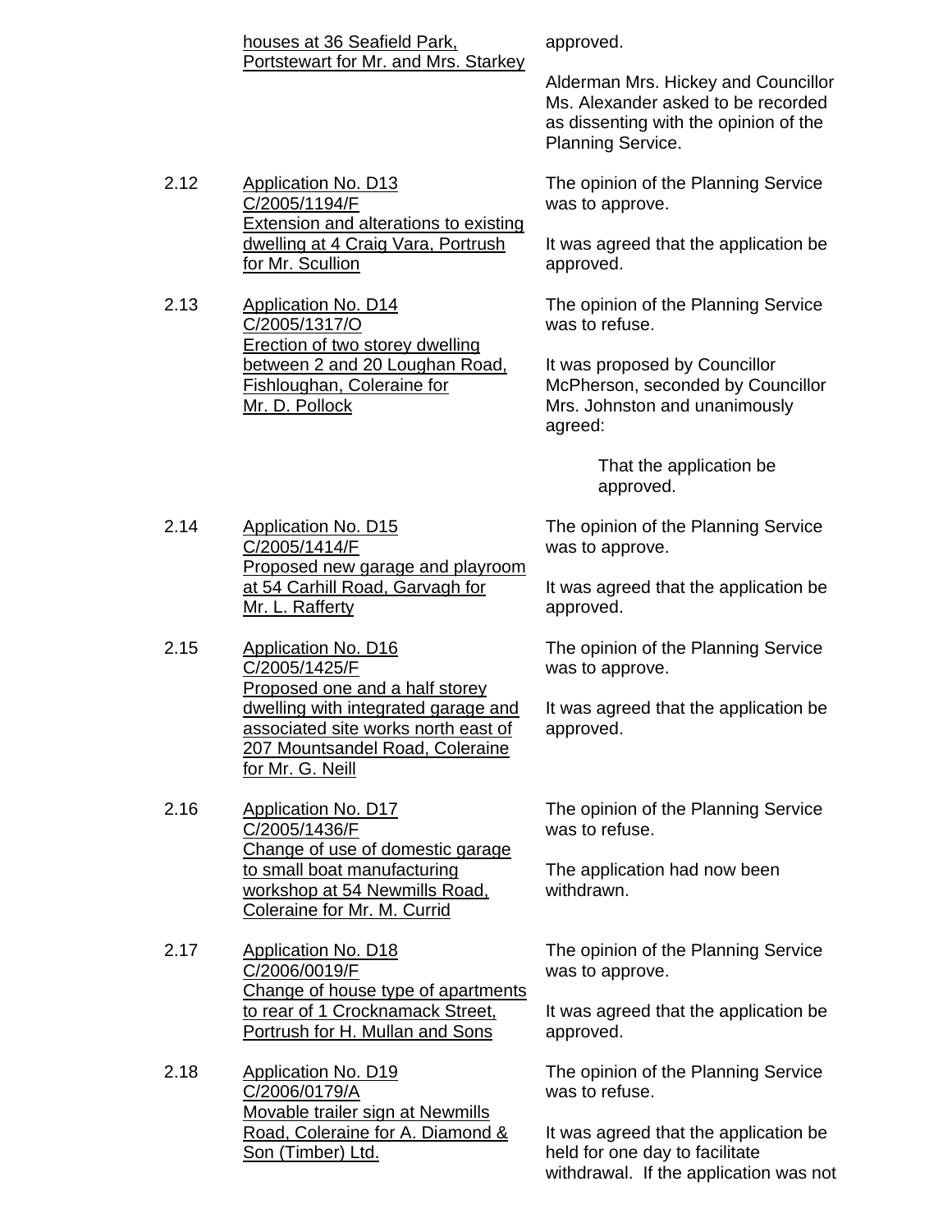<u>houses at 36 Seafield Park, Portstewart for Mr. and Mrs. Starkey</u>

approved.

Alderman Mrs. Hickey and Councillor Ms. Alexander asked to be recorded as dissenting with the opinion of the Planning Service.

2.12 <u>Application No. D13 C/2005/1194/F Extension and alterations to existing dwelling at 4 Craig Vara, Portrush for Mr. Scullion</u>

The opinion of the Planning Service was to approve.

It was agreed that the application be approved.

2.13 <u>Application No. D14 C/2005/1317/O Erection of two storey dwelling between 2 and 20 Loughan Road, Fishloughan, Coleraine for Mr. D. Pollock</u>

The opinion of the Planning Service was to refuse.

It was proposed by Councillor McPherson, seconded by Councillor Mrs. Johnston and unanimously agreed:

> That the application be approved.

2.14 <u>Application No. D15 C/2005/1414/F Proposed new garage and playroom at 54 Carhill Road, Garvagh for Mr. L. Rafferty</u>

The opinion of the Planning Service was to approve.

It was agreed that the application be approved.

2.15 <u>Application No. D16 C/2005/1425/F Proposed one and a half storey dwelling with integrated garage and associated site works north east of 207 Mountsandel Road, Coleraine for Mr. G. Neill</u>

The opinion of the Planning Service was to approve.

It was agreed that the application be approved.

2.16 <u>Application No. D17 C/2005/1436/F Change of use of domestic garage to small boat manufacturing workshop at 54 Newmills Road, Coleraine for Mr. M. Currid</u>

The opinion of the Planning Service was to refuse.

The application had now been withdrawn.

2.17 <u>Application No. D18 C/2006/0019/F Change of house type of apartments to rear of 1 Crocknamack Street, Portrush for H. Mullan and Sons</u>

The opinion of the Planning Service was to approve.

It was agreed that the application be approved.

2.18 <u>Application No. D19 C/2006/0179/A Movable trailer sign at Newmills Road, Coleraine for A. Diamond & Son (Timber) Ltd.</u>

The opinion of the Planning Service was to refuse.

It was agreed that the application be held for one day to facilitate withdrawal. If the application was not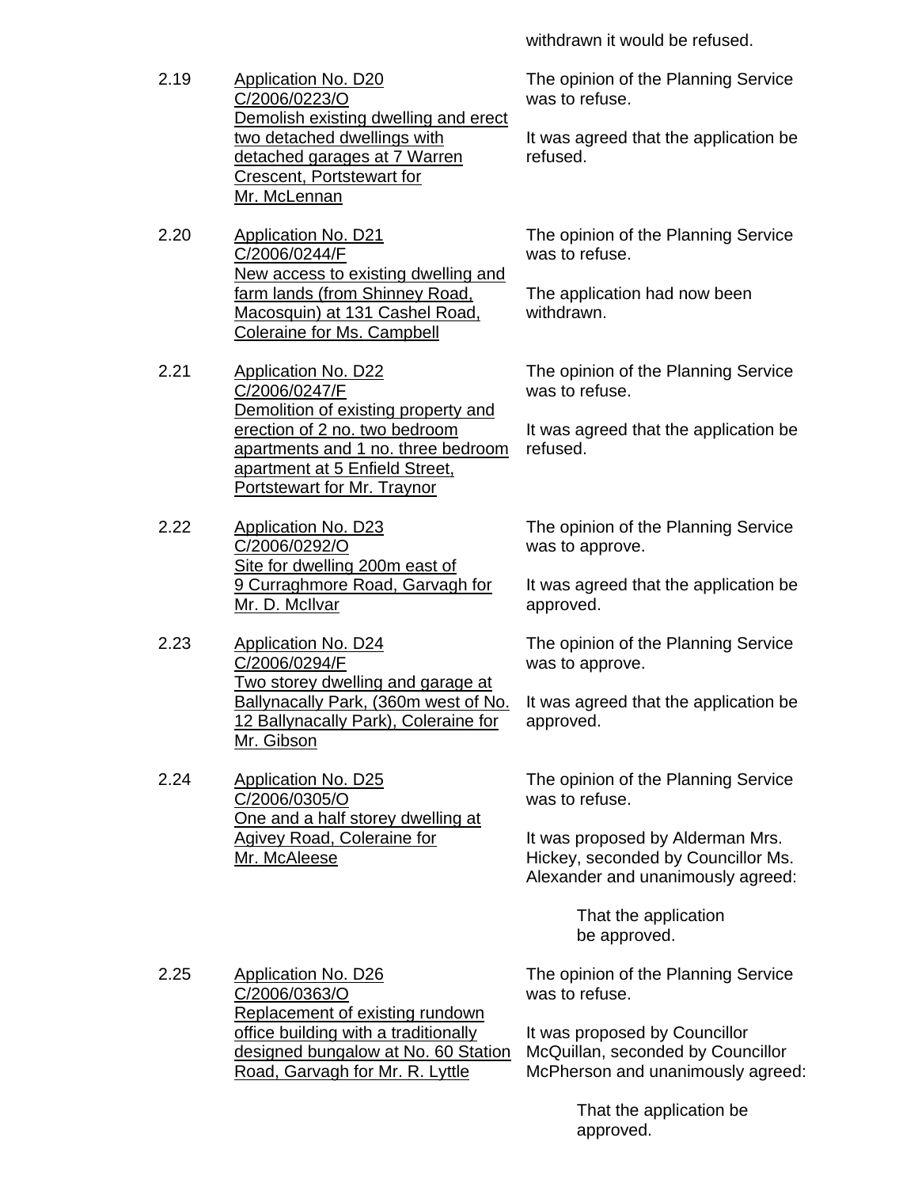withdrawn it would be refused.

2.19 Application No. D20 C/2006/0223/O Demolish existing dwelling and erect two detached dwellings with detached garages at 7 Warren Crescent, Portstewart for Mr. McLennan

The opinion of the Planning Service was to refuse.

It was agreed that the application be refused.

2.20 Application No. D21 C/2006/0244/F New access to existing dwelling and farm lands (from Shinney Road, Macosquin) at 131 Cashel Road, Coleraine for Ms. Campbell

The opinion of the Planning Service was to refuse.

The application had now been withdrawn.

2.21 Application No. D22 C/2006/0247/F Demolition of existing property and erection of 2 no. two bedroom apartments and 1 no. three bedroom apartment at 5 Enfield Street, Portstewart for Mr. Traynor

The opinion of the Planning Service was to refuse.

It was agreed that the application be refused.

2.22 Application No. D23 C/2006/0292/O Site for dwelling 200m east of 9 Curraghmore Road, Garvagh for Mr. D. McIlvar

The opinion of the Planning Service was to approve.

It was agreed that the application be approved.

2.23 Application No. D24 C/2006/0294/F Two storey dwelling and garage at Ballynacally Park, (360m west of No. 12 Ballynacally Park), Coleraine for Mr. Gibson

The opinion of the Planning Service was to approve.

It was agreed that the application be approved.

2.24 Application No. D25 C/2006/0305/O One and a half storey dwelling at Agivey Road, Coleraine for Mr. McAleese

The opinion of the Planning Service was to refuse.

It was proposed by Alderman Mrs. Hickey, seconded by Councillor Ms. Alexander and unanimously agreed:

> That the application be approved.

2.25 Application No. D26 C/2006/0363/O Replacement of existing rundown office building with a traditionally designed bungalow at No. 60 Station Road, Garvagh for Mr. R. Lyttle

The opinion of the Planning Service was to refuse.

It was proposed by Councillor McQuillan, seconded by Councillor McPherson and unanimously agreed:

> That the application be approved.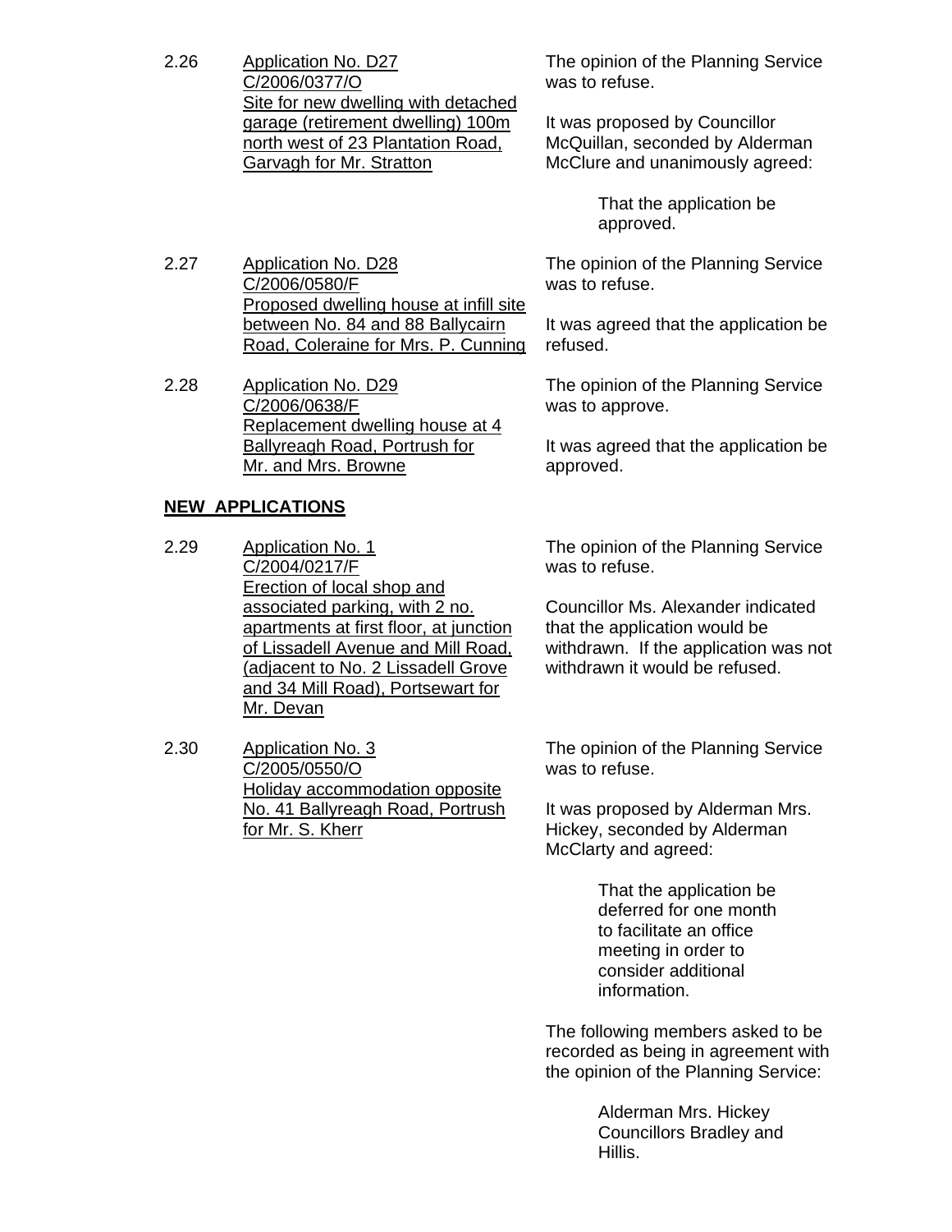2.26 Application No. D27
C/2006/0377/O
Site for new dwelling with detached garage (retirement dwelling) 100m north west of 23 Plantation Road, Garvagh for Mr. Stratton

The opinion of the Planning Service was to refuse.

It was proposed by Councillor McQuillan, seconded by Alderman McClure and unanimously agreed:

> That the application be approved.

2.27 Application No. D28
C/2006/0580/F
Proposed dwelling house at infill site between No. 84 and 88 Ballycairn Road, Coleraine for Mrs. P. Cunning

The opinion of the Planning Service was to refuse.

It was agreed that the application be refused.

2.28 Application No. D29
C/2006/0638/F
Replacement dwelling house at 4 Ballyreagh Road, Portrush for Mr. and Mrs. Browne

The opinion of the Planning Service was to approve.

It was agreed that the application be approved.

**NEW APPLICATIONS**

2.29 Application No. 1
C/2004/0217/F
Erection of local shop and associated parking, with 2 no. apartments at first floor, at junction of Lissadell Avenue and Mill Road, (adjacent to No. 2 Lissadell Grove and 34 Mill Road), Portsewart for Mr. Devan

The opinion of the Planning Service was to refuse.

Councillor Ms. Alexander indicated that the application would be withdrawn. If the application was not withdrawn it would be refused.

2.30 Application No. 3
C/2005/0550/O
Holiday accommodation opposite No. 41 Ballyreagh Road, Portrush for Mr. S. Kherr

The opinion of the Planning Service was to refuse.

It was proposed by Alderman Mrs. Hickey, seconded by Alderman McClarty and agreed:

> That the application be deferred for one month to facilitate an office meeting in order to consider additional information.

The following members asked to be recorded as being in agreement with the opinion of the Planning Service:

> Alderman Mrs. Hickey
> Councillors Bradley and Hillis.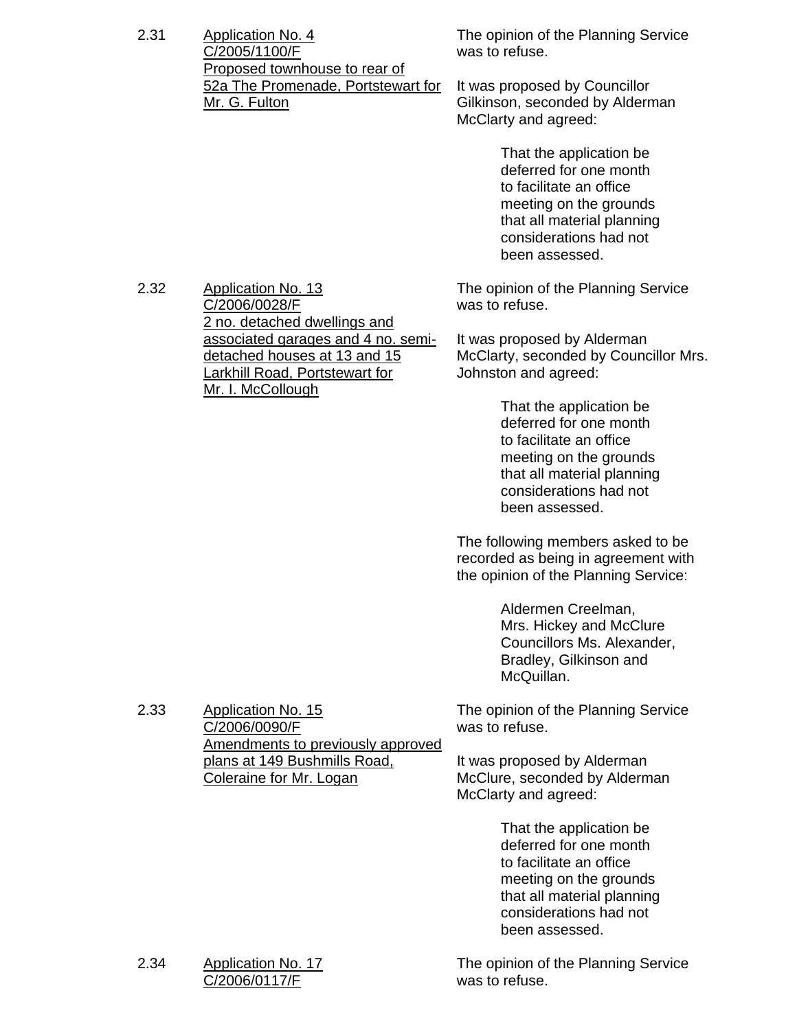2.31 Application No. 4
C/2005/1100/F
Proposed townhouse to rear of 52a The Promenade, Portstewart for Mr. G. Fulton

The opinion of the Planning Service was to refuse.

It was proposed by Councillor Gilkinson, seconded by Alderman McClarty and agreed:

> That the application be deferred for one month to facilitate an office meeting on the grounds that all material planning considerations had not been assessed.

2.32 Application No. 13
C/2006/0028/F
2 no. detached dwellings and associated garages and 4 no. semi-detached houses at 13 and 15 Larkhill Road, Portstewart for Mr. I. McCollough

The opinion of the Planning Service was to refuse.

It was proposed by Alderman McClarty, seconded by Councillor Mrs. Johnston and agreed:

> That the application be deferred for one month to facilitate an office meeting on the grounds that all material planning considerations had not been assessed.

The following members asked to be recorded as being in agreement with the opinion of the Planning Service:

> Aldermen Creelman, Mrs. Hickey and McClure
> Councillors Ms. Alexander, Bradley, Gilkinson and McQuillan.

2.33 Application No. 15
C/2006/0090/F
Amendments to previously approved plans at 149 Bushmills Road, Coleraine for Mr. Logan

The opinion of the Planning Service was to refuse.

It was proposed by Alderman McClure, seconded by Alderman McClarty and agreed:

> That the application be deferred for one month to facilitate an office meeting on the grounds that all material planning considerations had not been assessed.

2.34 Application No. 17
C/2006/0117/F

The opinion of the Planning Service was to refuse.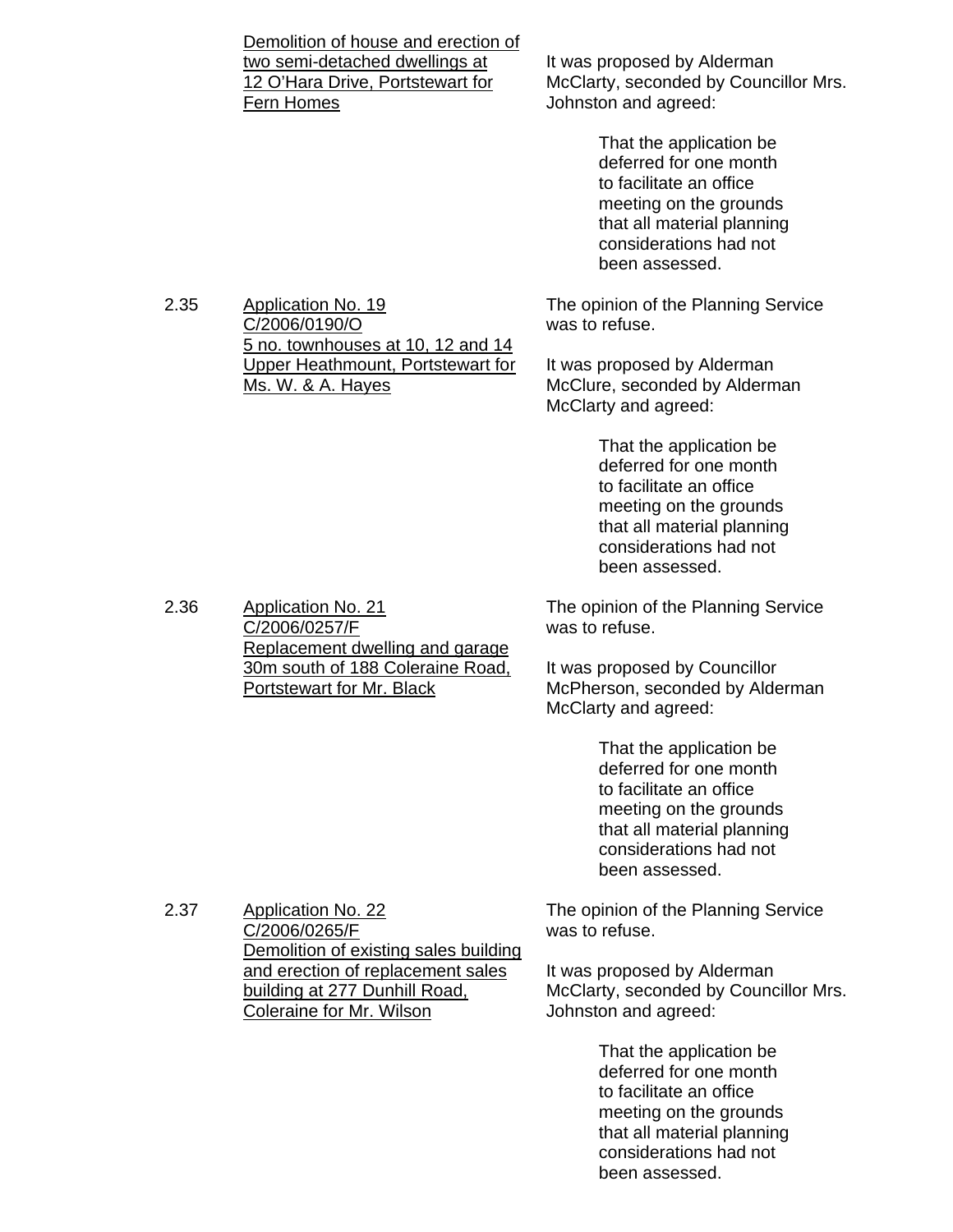Demolition of house and erection of two semi-detached dwellings at 12 O'Hara Drive, Portstewart for Fern Homes

It was proposed by Alderman McClarty, seconded by Councillor Mrs. Johnston and agreed:

> That the application be deferred for one month to facilitate an office meeting on the grounds that all material planning considerations had not been assessed.

2.35 Application No. 19 C/2006/0190/O 5 no. townhouses at 10, 12 and 14 Upper Heathmount, Portstewart for Ms. W. & A. Hayes

The opinion of the Planning Service was to refuse.

It was proposed by Alderman McClure, seconded by Alderman McClarty and agreed:

> That the application be deferred for one month to facilitate an office meeting on the grounds that all material planning considerations had not been assessed.

2.36 Application No. 21 C/2006/0257/F Replacement dwelling and garage 30m south of 188 Coleraine Road, Portstewart for Mr. Black

The opinion of the Planning Service was to refuse.

It was proposed by Councillor McPherson, seconded by Alderman McClarty and agreed:

> That the application be deferred for one month to facilitate an office meeting on the grounds that all material planning considerations had not been assessed.

2.37 Application No. 22 C/2006/0265/F Demolition of existing sales building and erection of replacement sales building at 277 Dunhill Road, Coleraine for Mr. Wilson

The opinion of the Planning Service was to refuse.

It was proposed by Alderman McClarty, seconded by Councillor Mrs. Johnston and agreed:

> That the application be deferred for one month to facilitate an office meeting on the grounds that all material planning considerations had not been assessed.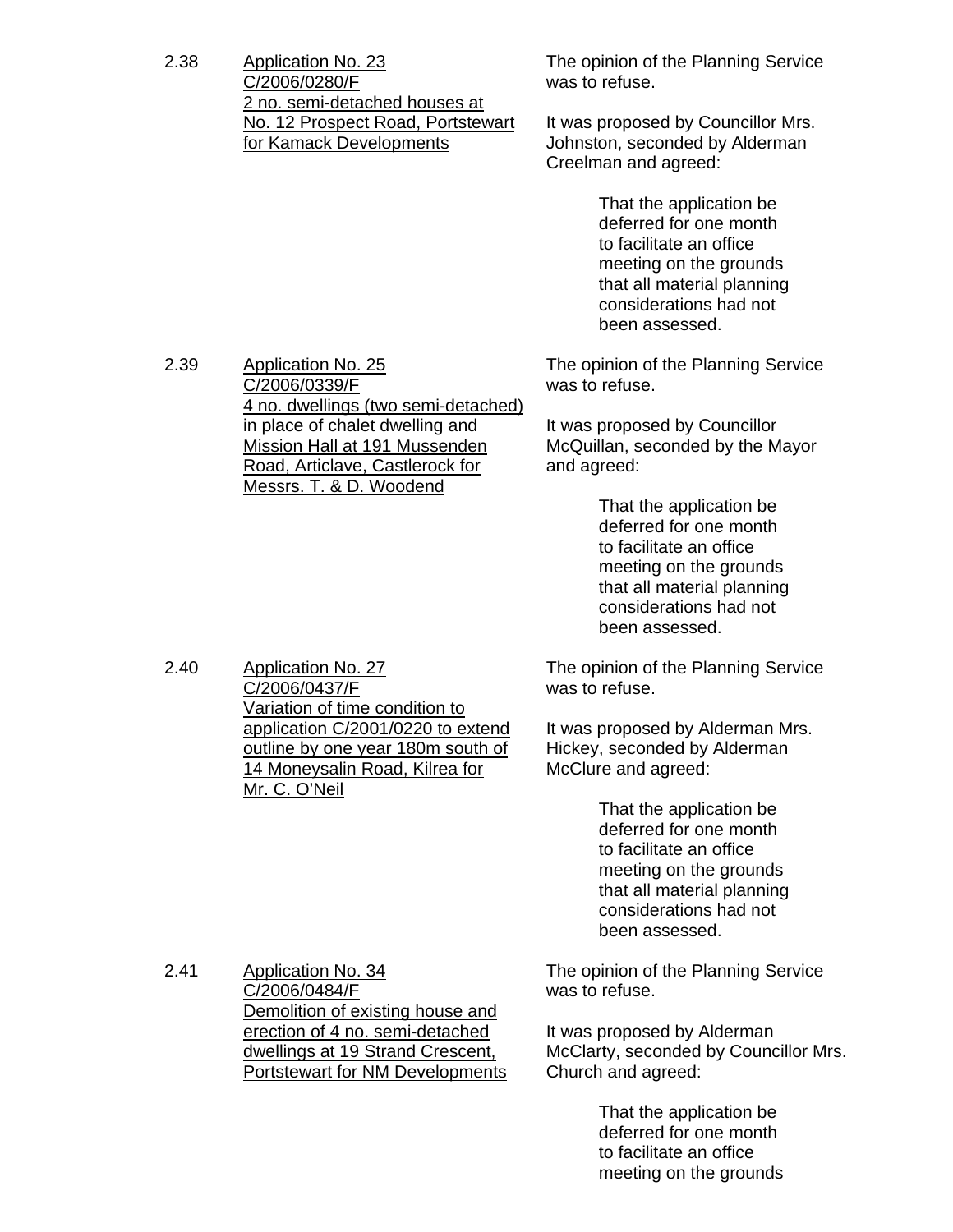2.38 **Application No. 23**
C/2006/0280/F
2 no. semi-detached houses at No. 12 Prospect Road, Portstewart for Kamack Developments

The opinion of the Planning Service was to refuse.

It was proposed by Councillor Mrs. Johnston, seconded by Alderman Creelman and agreed:

> That the application be deferred for one month to facilitate an office meeting on the grounds that all material planning considerations had not been assessed.

2.39 **Application No. 25**
C/2006/0339/F
4 no. dwellings (two semi-detached) in place of chalet dwelling and Mission Hall at 191 Mussenden Road, Articlave, Castlerock for Messrs. T. & D. Woodend

The opinion of the Planning Service was to refuse.

It was proposed by Councillor McQuillan, seconded by the Mayor and agreed:

> That the application be deferred for one month to facilitate an office meeting on the grounds that all material planning considerations had not been assessed.

2.40 **Application No. 27**
C/2006/0437/F
Variation of time condition to application C/2001/0220 to extend outline by one year 180m south of 14 Moneysalin Road, Kilrea for Mr. C. O'Neil

The opinion of the Planning Service was to refuse.

It was proposed by Alderman Mrs. Hickey, seconded by Alderman McClure and agreed:

> That the application be deferred for one month to facilitate an office meeting on the grounds that all material planning considerations had not been assessed.

2.41 **Application No. 34**
C/2006/0484/F
Demolition of existing house and erection of 4 no. semi-detached dwellings at 19 Strand Crescent, Portstewart for NM Developments

The opinion of the Planning Service was to refuse.

It was proposed by Alderman McClarty, seconded by Councillor Mrs. Church and agreed:

> That the application be deferred for one month to facilitate an office meeting on the grounds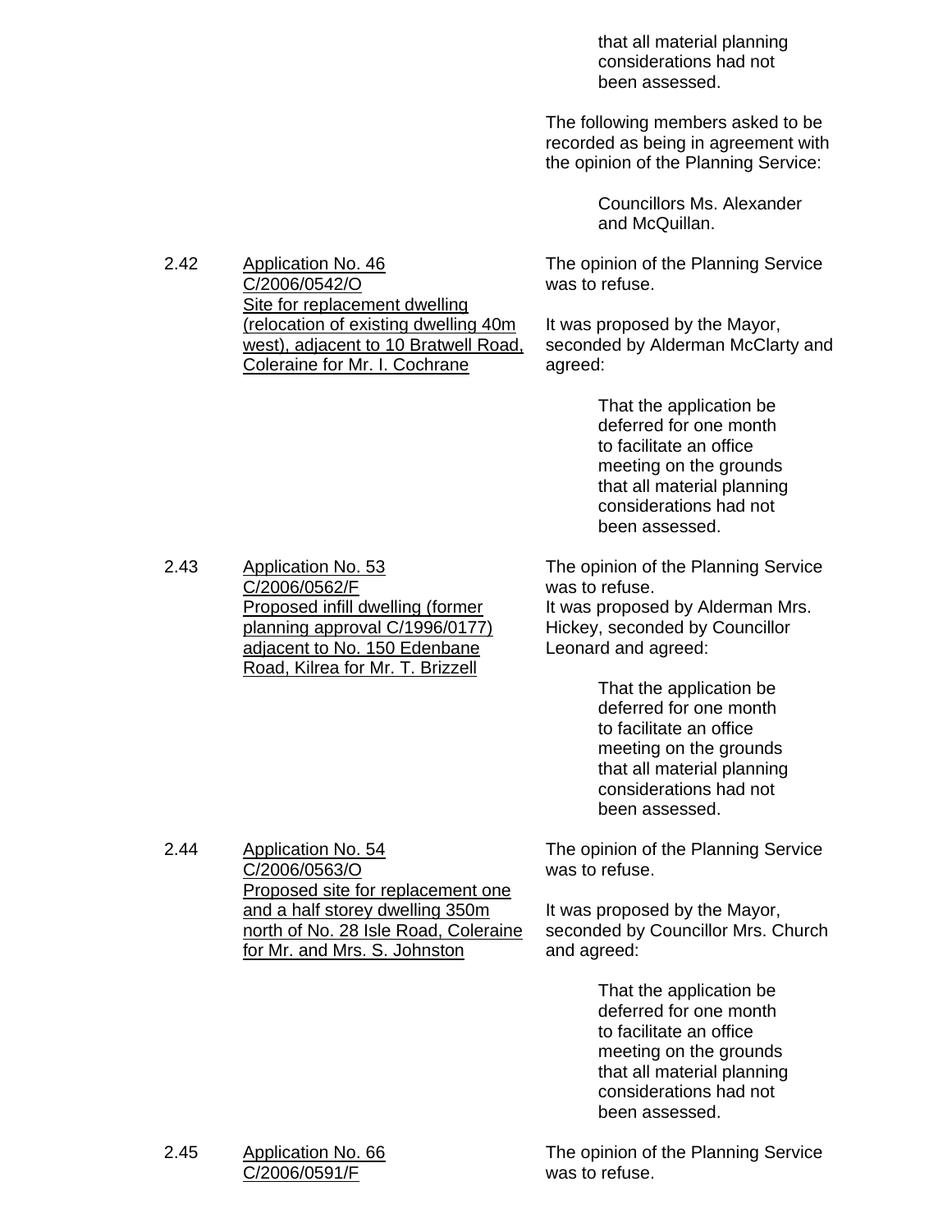that all material planning considerations had not been assessed.

The following members asked to be recorded as being in agreement with the opinion of the Planning Service:

Councillors Ms. Alexander and McQuillan.

2.42 Application No. 46
C/2006/0542/O
Site for replacement dwelling (relocation of existing dwelling 40m west), adjacent to 10 Bratwell Road, Coleraine for Mr. I. Cochrane

The opinion of the Planning Service was to refuse.

It was proposed by the Mayor, seconded by Alderman McClarty and agreed:

That the application be deferred for one month to facilitate an office meeting on the grounds that all material planning considerations had not been assessed.

2.43 Application No. 53
C/2006/0562/F
Proposed infill dwelling (former planning approval C/1996/0177) adjacent to No. 150 Edenbane Road, Kilrea for Mr. T. Brizzell

The opinion of the Planning Service was to refuse.
It was proposed by Alderman Mrs. Hickey, seconded by Councillor Leonard and agreed:

That the application be deferred for one month to facilitate an office meeting on the grounds that all material planning considerations had not been assessed.

2.44 Application No. 54
C/2006/0563/O
Proposed site for replacement one and a half storey dwelling 350m north of No. 28 Isle Road, Coleraine for Mr. and Mrs. S. Johnston

The opinion of the Planning Service was to refuse.

It was proposed by the Mayor, seconded by Councillor Mrs. Church and agreed:

That the application be deferred for one month to facilitate an office meeting on the grounds that all material planning considerations had not been assessed.

2.45 Application No. 66
C/2006/0591/F

The opinion of the Planning Service was to refuse.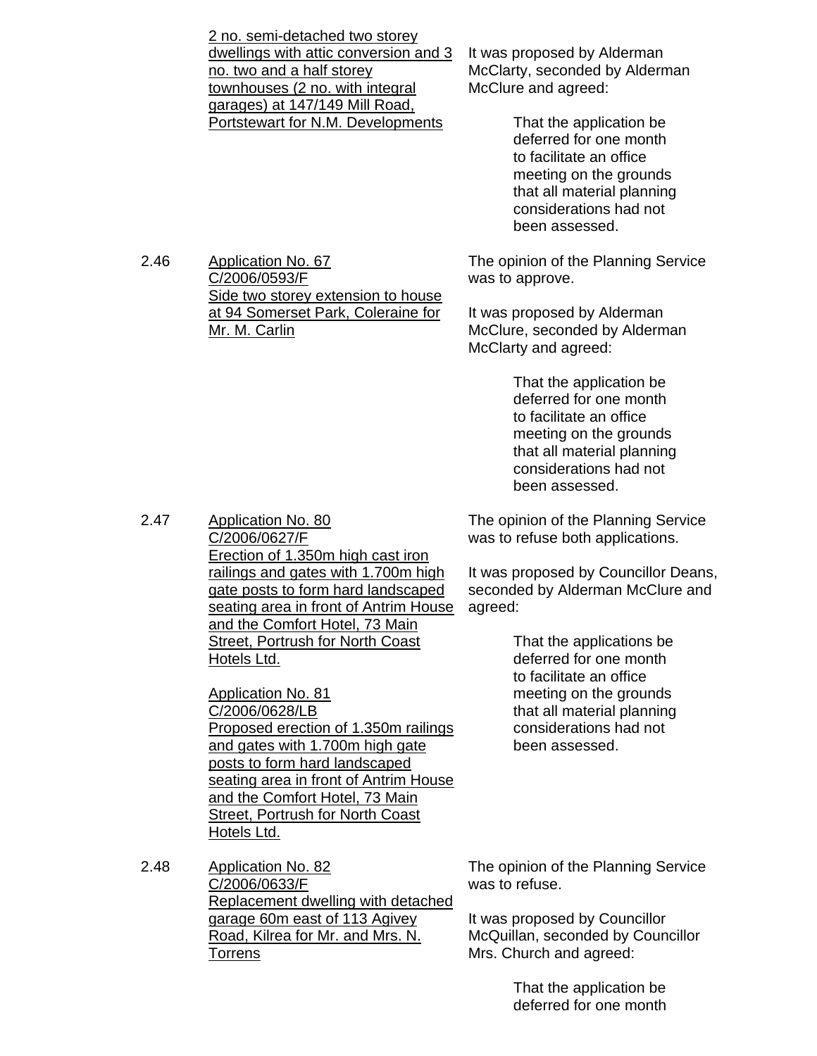| | | |
|---|---|---|
| | <u>2 no. semi-detached two storey dwellings with attic conversion and 3 no. two and a half storey townhouses (2 no. with integral garages) at 147/149 Mill Road, Portstewart for N.M. Developments</u> | It was proposed by Alderman McClarty, seconded by Alderman McClure and agreed:<br><br>That the application be deferred for one month to facilitate an office meeting on the grounds that all material planning considerations had not been assessed. |
| 2.46 | <u>Application No. 67</u><br><u>C/2006/0593/F</u><br><u>Side two storey extension to house at 94 Somerset Park, Coleraine for Mr. M. Carlin</u> | The opinion of the Planning Service was to approve.<br><br>It was proposed by Alderman McClure, seconded by Alderman McClarty and agreed:<br><br>That the application be deferred for one month to facilitate an office meeting on the grounds that all material planning considerations had not been assessed. |
| 2.47 | <u>Application No. 80</u><br><u>C/2006/0627/F</u><br><u>Erection of 1.350m high cast iron railings and gates with 1.700m high gate posts to form hard landscaped seating area in front of Antrim House and the Comfort Hotel, 73 Main Street, Portrush for North Coast Hotels Ltd.</u><br><br><u>Application No. 81</u><br><u>C/2006/0628/LB</u><br><u>Proposed erection of 1.350m railings and gates with 1.700m high gate posts to form hard landscaped seating area in front of Antrim House and the Comfort Hotel, 73 Main Street, Portrush for North Coast Hotels Ltd.</u> | The opinion of the Planning Service was to refuse both applications.<br><br>It was proposed by Councillor Deans, seconded by Alderman McClure and agreed:<br><br>That the applications be deferred for one month to facilitate an office meeting on the grounds that all material planning considerations had not been assessed. |
| 2.48 | <u>Application No. 82</u><br><u>C/2006/0633/F</u><br><u>Replacement dwelling with detached garage 60m east of 113 Agivey Road, Kilrea for Mr. and Mrs. N. Torrens</u> | The opinion of the Planning Service was to refuse.<br><br>It was proposed by Councillor McQuillan, seconded by Councillor Mrs. Church and agreed:<br><br>That the application be deferred for one month |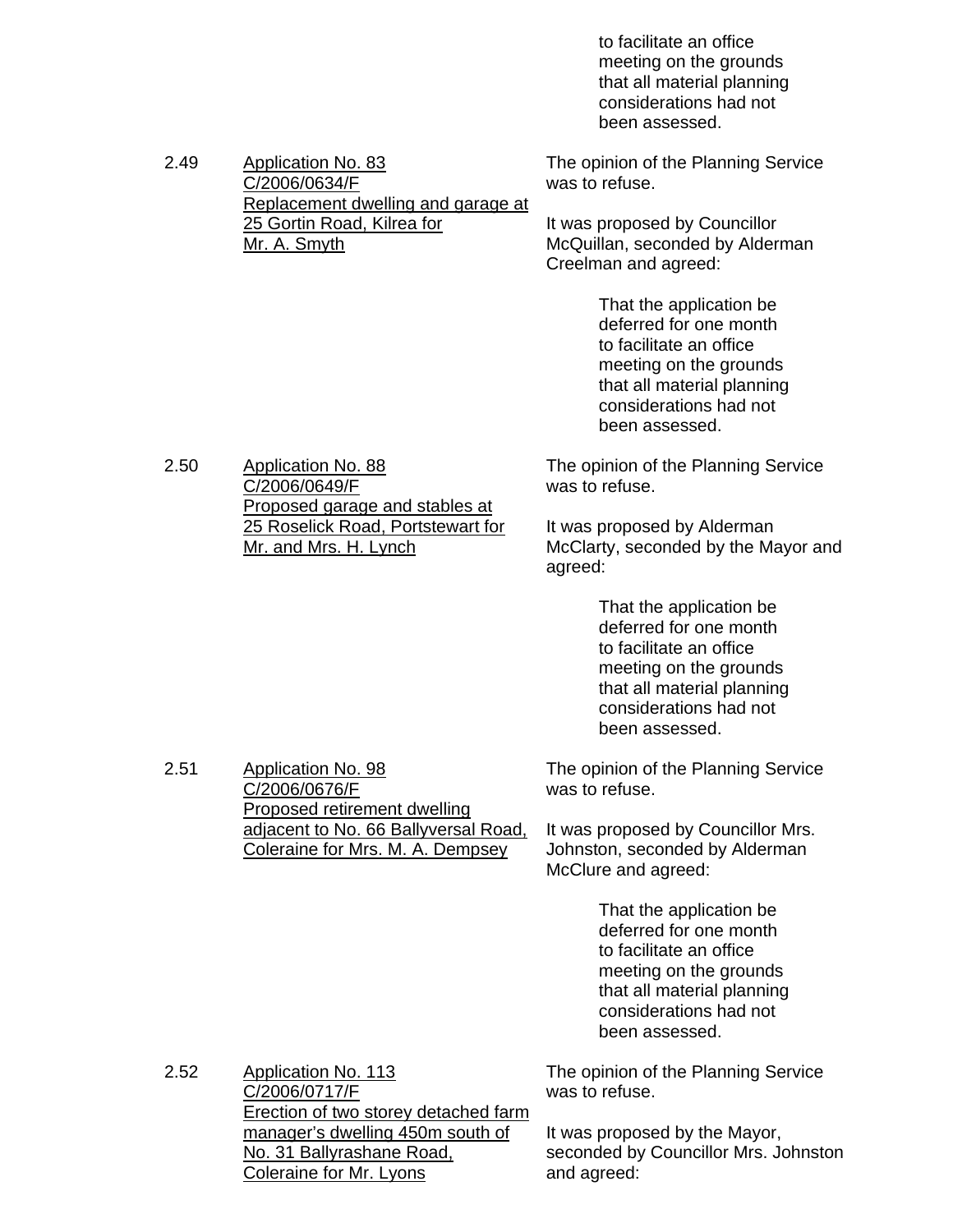> to facilitate an office meeting on the grounds that all material planning considerations had not been assessed.

2.49 <u>Application No. 83</u>
<u>C/2006/0634/F</u>
<u>Replacement dwelling and garage at 25 Gortin Road, Kilrea for Mr. A. Smyth</u>

The opinion of the Planning Service was to refuse.

It was proposed by Councillor McQuillan, seconded by Alderman Creelman and agreed:

> That the application be deferred for one month to facilitate an office meeting on the grounds that all material planning considerations had not been assessed.

2.50 <u>Application No. 88</u>
<u>C/2006/0649/F</u>
<u>Proposed garage and stables at 25 Roselick Road, Portstewart for Mr. and Mrs. H. Lynch</u>

The opinion of the Planning Service was to refuse.

It was proposed by Alderman McClarty, seconded by the Mayor and agreed:

> That the application be deferred for one month to facilitate an office meeting on the grounds that all material planning considerations had not been assessed.

2.51 <u>Application No. 98</u>
<u>C/2006/0676/F</u>
<u>Proposed retirement dwelling adjacent to No. 66 Ballyversal Road, Coleraine for Mrs. M. A. Dempsey</u>

The opinion of the Planning Service was to refuse.

It was proposed by Councillor Mrs. Johnston, seconded by Alderman McClure and agreed:

> That the application be deferred for one month to facilitate an office meeting on the grounds that all material planning considerations had not been assessed.

2.52 <u>Application No. 113</u>
<u>C/2006/0717/F</u>
<u>Erection of two storey detached farm manager's dwelling 450m south of No. 31 Ballyrashane Road, Coleraine for Mr. Lyons</u>

The opinion of the Planning Service was to refuse.

It was proposed by the Mayor, seconded by Councillor Mrs. Johnston and agreed: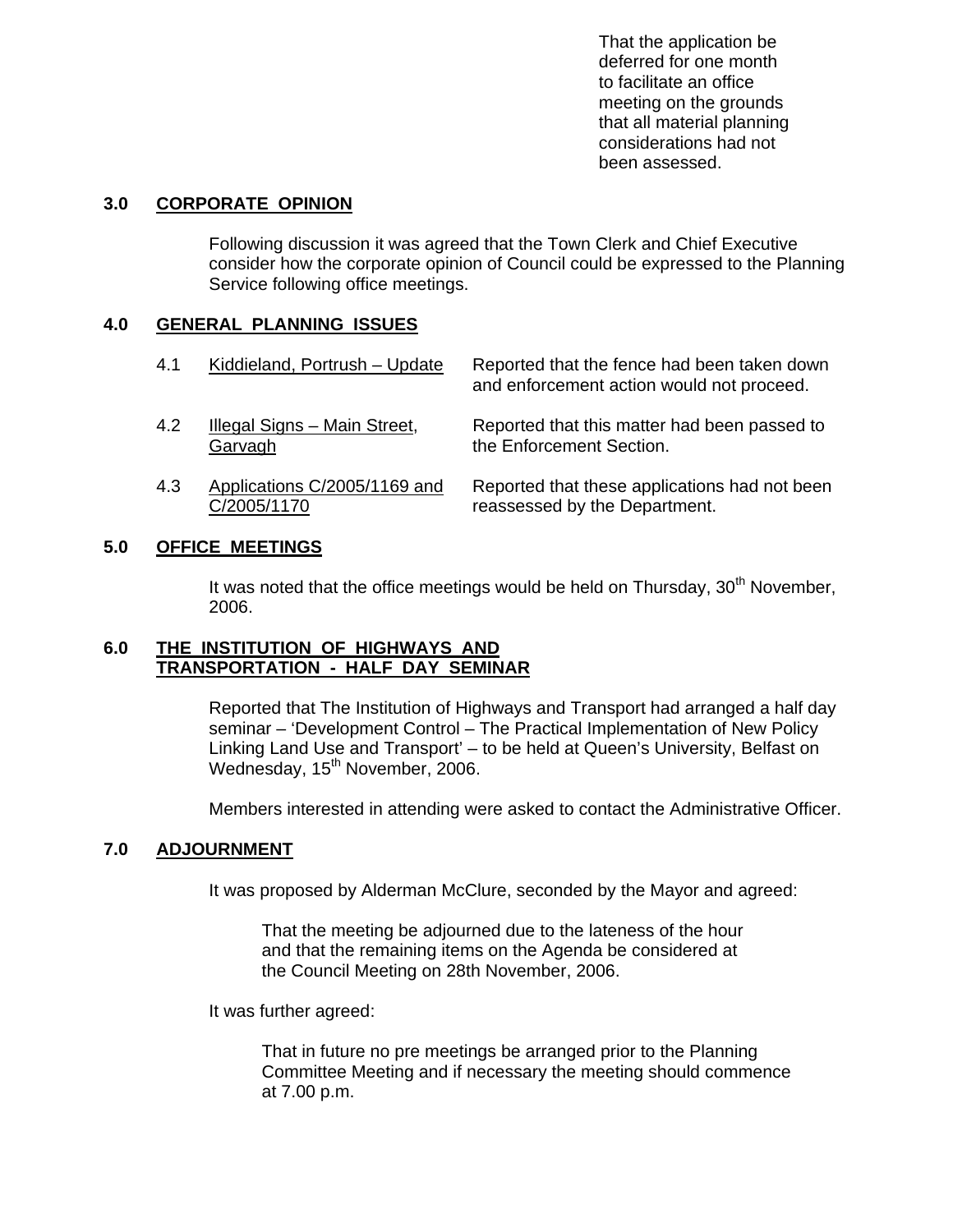That the application be deferred for one month to facilitate an office meeting on the grounds that all material planning considerations had not been assessed.

## 3.0 CORPORATE OPINION

Following discussion it was agreed that the Town Clerk and Chief Executive consider how the corporate opinion of Council could be expressed to the Planning Service following office meetings.

## 4.0 GENERAL PLANNING ISSUES

| | | |
|---|---|---|
| 4.1 | Kiddieland, Portrush – Update | Reported that the fence had been taken down and enforcement action would not proceed. |
| 4.2 | Illegal Signs – Main Street, Garvagh | Reported that this matter had been passed to the Enforcement Section. |
| 4.3 | Applications C/2005/1169 and C/2005/1170 | Reported that these applications had not been reassessed by the Department. |

## 5.0 OFFICE MEETINGS

It was noted that the office meetings would be held on Thursday, 30th November, 2006.

## 6.0 THE INSTITUTION OF HIGHWAYS AND TRANSPORTATION - HALF DAY SEMINAR

Reported that The Institution of Highways and Transport had arranged a half day seminar – 'Development Control – The Practical Implementation of New Policy Linking Land Use and Transport' – to be held at Queen's University, Belfast on Wednesday, 15th November, 2006.

Members interested in attending were asked to contact the Administrative Officer.

## 7.0 ADJOURNMENT

It was proposed by Alderman McClure, seconded by the Mayor and agreed:

> That the meeting be adjourned due to the lateness of the hour and that the remaining items on the Agenda be considered at the Council Meeting on 28th November, 2006.

It was further agreed:

> That in future no pre meetings be arranged prior to the Planning Committee Meeting and if necessary the meeting should commence at 7.00 p.m.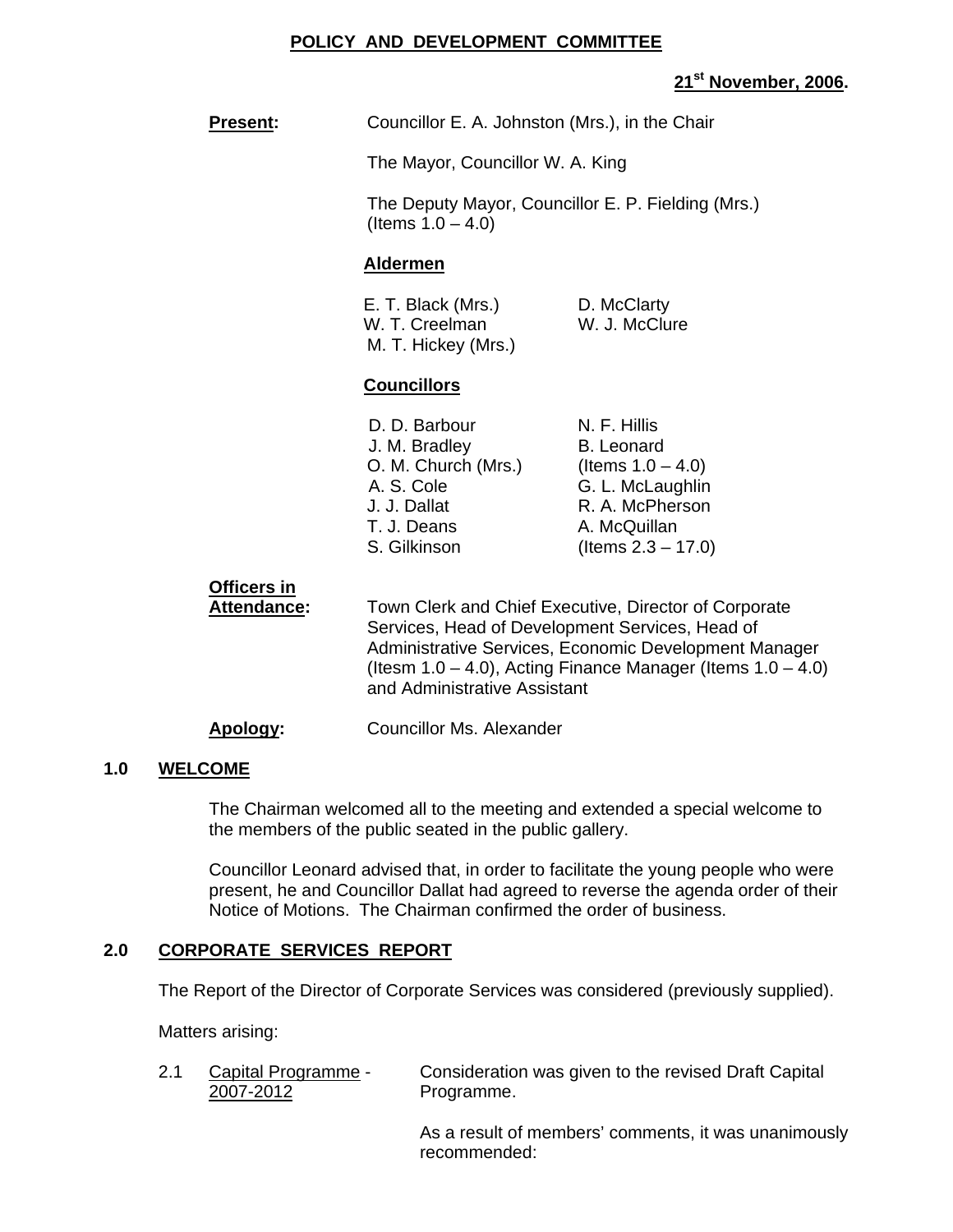**POLICY AND DEVELOPMENT COMMITTEE**

**21st November, 2006.**

**Present:** Councillor E. A. Johnston (Mrs.), in the Chair

The Mayor, Councillor W. A. King

The Deputy Mayor, Councillor E. P. Fielding (Mrs.) (Items 1.0 – 4.0)

**Aldermen**

E. T. Black (Mrs.)
W. T. Creelman
M. T. Hickey (Mrs.)
D. McClarty
W. J. McClure

**Councillors**

D. D. Barbour
J. M. Bradley
O. M. Church (Mrs.)
A. S. Cole
J. J. Dallat
T. J. Deans
S. Gilkinson
N. F. Hillis
B. Leonard (Items 1.0 – 4.0)
G. L. McLaughlin
R. A. McPherson
A. McQuillan (Items 2.3 – 17.0)

**Officers in Attendance:** Town Clerk and Chief Executive, Director of Corporate Services, Head of Development Services, Head of Administrative Services, Economic Development Manager (Itesm 1.0 – 4.0), Acting Finance Manager (Items 1.0 – 4.0) and Administrative Assistant

**Apology:** Councillor Ms. Alexander

## 1.0 WELCOME

The Chairman welcomed all to the meeting and extended a special welcome to the members of the public seated in the public gallery.

Councillor Leonard advised that, in order to facilitate the young people who were present, he and Councillor Dallat had agreed to reverse the agenda order of their Notice of Motions. The Chairman confirmed the order of business.

## 2.0 CORPORATE SERVICES REPORT

The Report of the Director of Corporate Services was considered (previously supplied).

Matters arising:

2.1 Capital Programme - 2007-2012

Consideration was given to the revised Draft Capital Programme.

As a result of members' comments, it was unanimously recommended: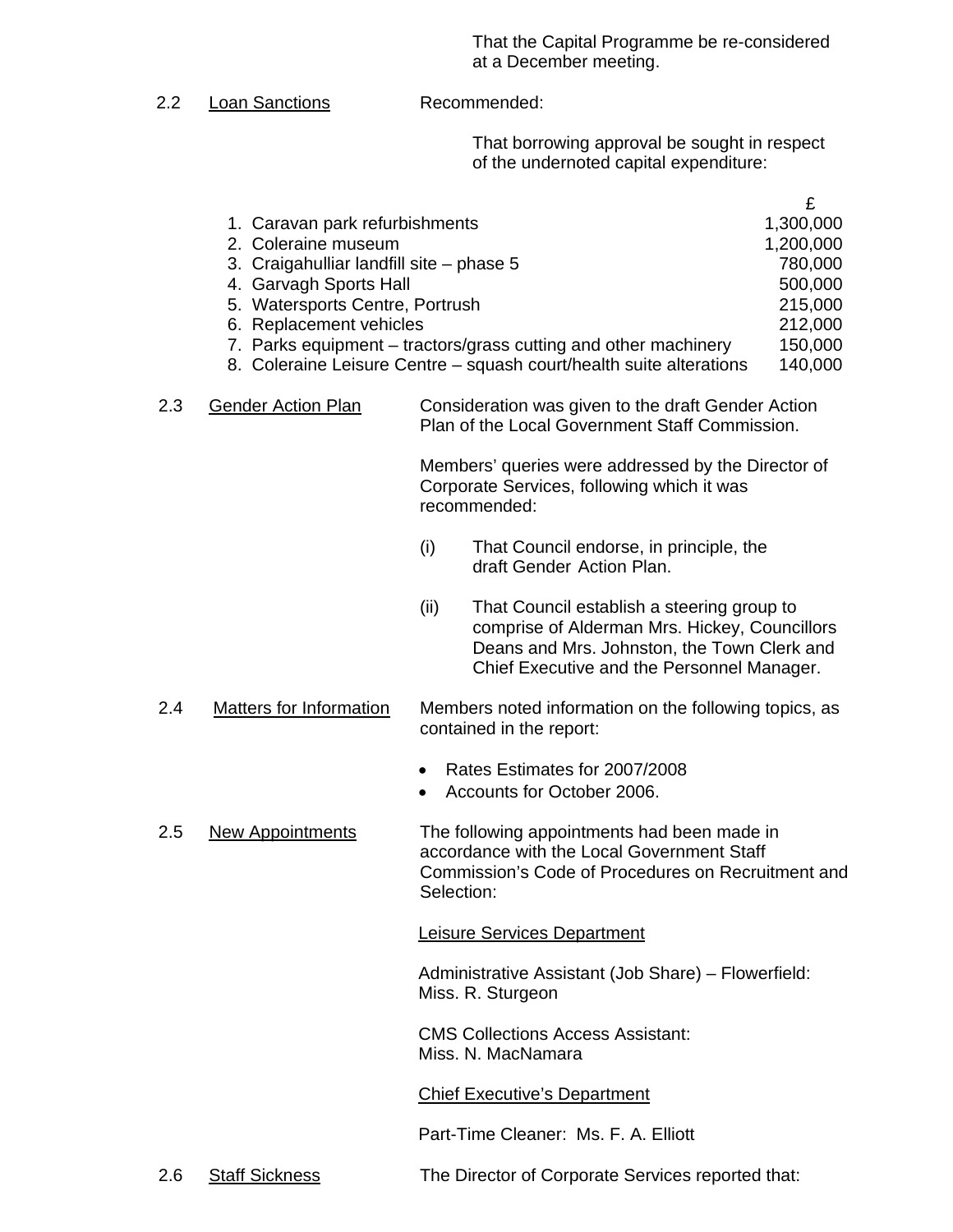That the Capital Programme be re-considered at a December meeting.

2.2 <u>Loan Sanctions</u> Recommended:

That borrowing approval be sought in respect of the undernoted capital expenditure:

| | £ |
|---|---|
| 1. Caravan park refurbishments | 1,300,000 |
| 2. Coleraine museum | 1,200,000 |
| 3. Craigahulliar landfill site – phase 5 | 780,000 |
| 4. Garvagh Sports Hall | 500,000 |
| 5. Watersports Centre, Portrush | 215,000 |
| 6. Replacement vehicles | 212,000 |
| 7. Parks equipment – tractors/grass cutting and other machinery | 150,000 |
| 8. Coleraine Leisure Centre – squash court/health suite alterations | 140,000 |

2.3 <u>Gender Action Plan</u> Consideration was given to the draft Gender Action Plan of the Local Government Staff Commission.

Members' queries were addressed by the Director of Corporate Services, following which it was recommended:

(i) That Council endorse, in principle, the draft Gender Action Plan.

(ii) That Council establish a steering group to comprise of Alderman Mrs. Hickey, Councillors Deans and Mrs. Johnston, the Town Clerk and Chief Executive and the Personnel Manager.

2.4 <u>Matters for Information</u> Members noted information on the following topics, as contained in the report:

- Rates Estimates for 2007/2008
- Accounts for October 2006.

2.5 <u>New Appointments</u> The following appointments had been made in accordance with the Local Government Staff Commission's Code of Procedures on Recruitment and Selection:

<u>Leisure Services Department</u>

Administrative Assistant (Job Share) – Flowerfield: Miss. R. Sturgeon

CMS Collections Access Assistant: Miss. N. MacNamara

<u>Chief Executive's Department</u>

Part-Time Cleaner: Ms. F. A. Elliott

2.6 <u>Staff Sickness</u> The Director of Corporate Services reported that: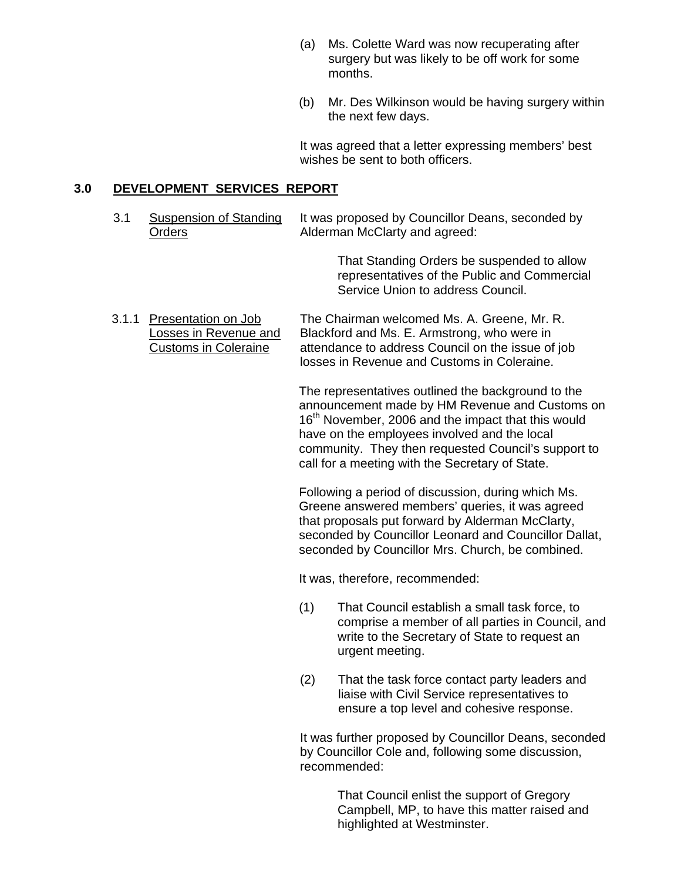(a) Ms. Colette Ward was now recuperating after surgery but was likely to be off work for some months.

(b) Mr. Des Wilkinson would be having surgery within the next few days.

It was agreed that a letter expressing members' best wishes be sent to both officers.

## 3.0 DEVELOPMENT SERVICES REPORT

**3.1 Suspension of Standing Orders**

It was proposed by Councillor Deans, seconded by Alderman McClarty and agreed:

> That Standing Orders be suspended to allow representatives of the Public and Commercial Service Union to address Council.

**3.1.1 Presentation on Job Losses in Revenue and Customs in Coleraine**

The Chairman welcomed Ms. A. Greene, Mr. R. Blackford and Ms. E. Armstrong, who were in attendance to address Council on the issue of job losses in Revenue and Customs in Coleraine.

The representatives outlined the background to the announcement made by HM Revenue and Customs on 16th November, 2006 and the impact that this would have on the employees involved and the local community. They then requested Council's support to call for a meeting with the Secretary of State.

Following a period of discussion, during which Ms. Greene answered members' queries, it was agreed that proposals put forward by Alderman McClarty, seconded by Councillor Leonard and Councillor Dallat, seconded by Councillor Mrs. Church, be combined.

It was, therefore, recommended:

(1) That Council establish a small task force, to comprise a member of all parties in Council, and write to the Secretary of State to request an urgent meeting.

(2) That the task force contact party leaders and liaise with Civil Service representatives to ensure a top level and cohesive response.

It was further proposed by Councillor Deans, seconded by Councillor Cole and, following some discussion, recommended:

> That Council enlist the support of Gregory Campbell, MP, to have this matter raised and highlighted at Westminster.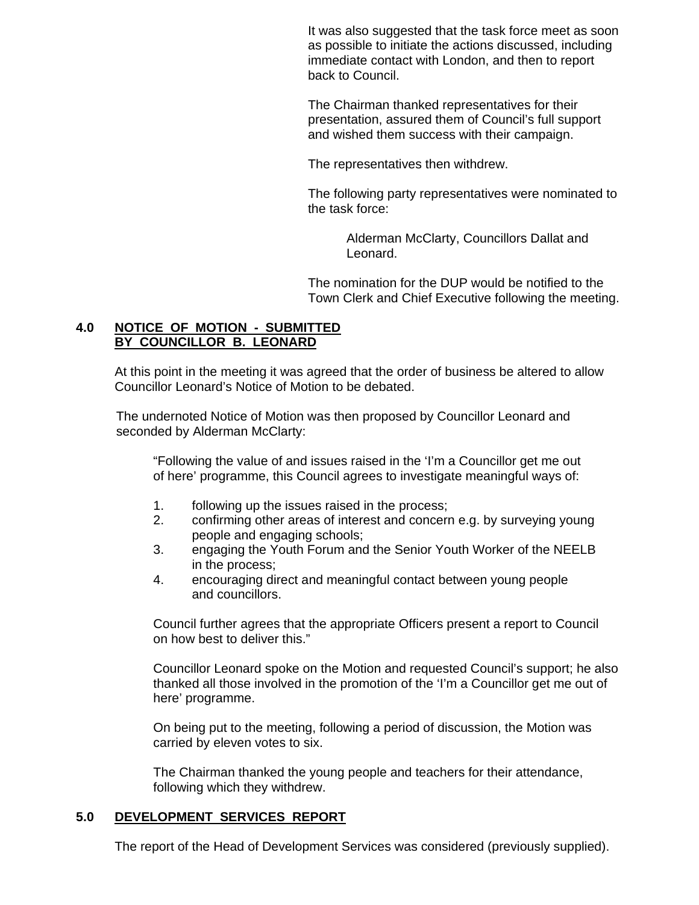It was also suggested that the task force meet as soon as possible to initiate the actions discussed, including immediate contact with London, and then to report back to Council.

The Chairman thanked representatives for their presentation, assured them of Council's full support and wished them success with their campaign.

The representatives then withdrew.

The following party representatives were nominated to the task force:

> Alderman McClarty, Councillors Dallat and Leonard.

The nomination for the DUP would be notified to the Town Clerk and Chief Executive following the meeting.

## 4.0 NOTICE OF MOTION - SUBMITTED BY COUNCILLOR B. LEONARD

At this point in the meeting it was agreed that the order of business be altered to allow Councillor Leonard's Notice of Motion to be debated.

The undernoted Notice of Motion was then proposed by Councillor Leonard and seconded by Alderman McClarty:

> "Following the value of and issues raised in the 'I'm a Councillor get me out of here' programme, this Council agrees to investigate meaningful ways of:
>
> 1. following up the issues raised in the process;
> 2. confirming other areas of interest and concern e.g. by surveying young people and engaging schools;
> 3. engaging the Youth Forum and the Senior Youth Worker of the NEELB in the process;
> 4. encouraging direct and meaningful contact between young people and councillors.
>
> Council further agrees that the appropriate Officers present a report to Council on how best to deliver this."

Councillor Leonard spoke on the Motion and requested Council's support; he also thanked all those involved in the promotion of the 'I'm a Councillor get me out of here' programme.

On being put to the meeting, following a period of discussion, the Motion was carried by eleven votes to six.

The Chairman thanked the young people and teachers for their attendance, following which they withdrew.

## 5.0 DEVELOPMENT SERVICES REPORT

The report of the Head of Development Services was considered (previously supplied).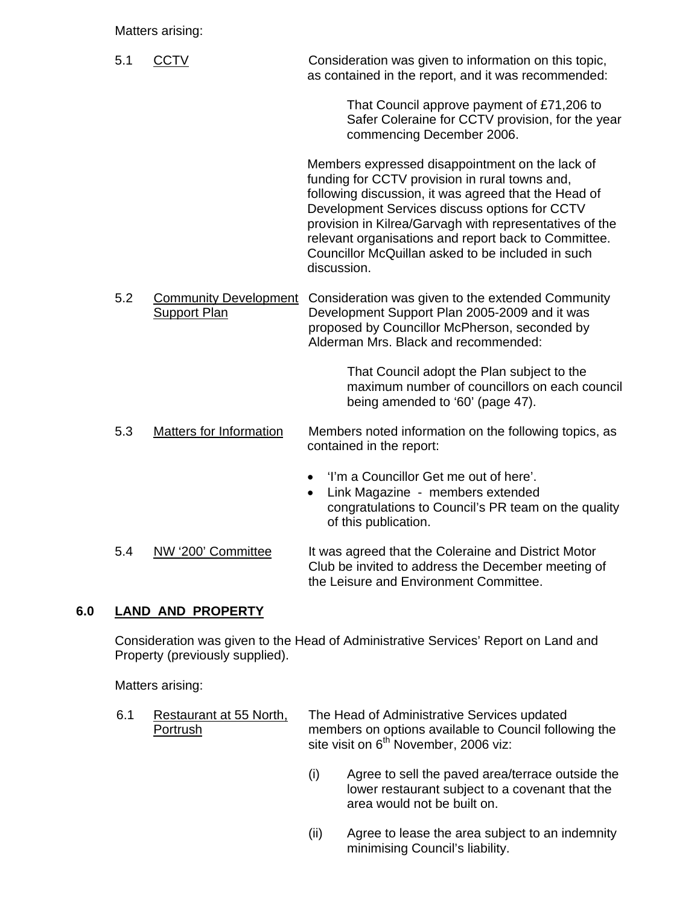Matters arising:

5.1 CCTV

Consideration was given to information on this topic, as contained in the report, and it was recommended:

> That Council approve payment of £71,206 to Safer Coleraine for CCTV provision, for the year commencing December 2006.

Members expressed disappointment on the lack of funding for CCTV provision in rural towns and, following discussion, it was agreed that the Head of Development Services discuss options for CCTV provision in Kilrea/Garvagh with representatives of the relevant organisations and report back to Committee. Councillor McQuillan asked to be included in such discussion.

5.2 Community Development Support Plan

Consideration was given to the extended Community Development Support Plan 2005-2009 and it was proposed by Councillor McPherson, seconded by Alderman Mrs. Black and recommended:

> That Council adopt the Plan subject to the maximum number of councillors on each council being amended to '60' (page 47).

5.3 Matters for Information

Members noted information on the following topics, as contained in the report:

- 'I'm a Councillor Get me out of here'.
- Link Magazine - members extended congratulations to Council's PR team on the quality of this publication.

5.4 NW '200' Committee

It was agreed that the Coleraine and District Motor Club be invited to address the December meeting of the Leisure and Environment Committee.

## 6.0 LAND AND PROPERTY

Consideration was given to the Head of Administrative Services' Report on Land and Property (previously supplied).

Matters arising:

6.1 Restaurant at 55 North, Portrush

The Head of Administrative Services updated members on options available to Council following the site visit on 6th November, 2006 viz:

(i) Agree to sell the paved area/terrace outside the lower restaurant subject to a covenant that the area would not be built on.

(ii) Agree to lease the area subject to an indemnity minimising Council's liability.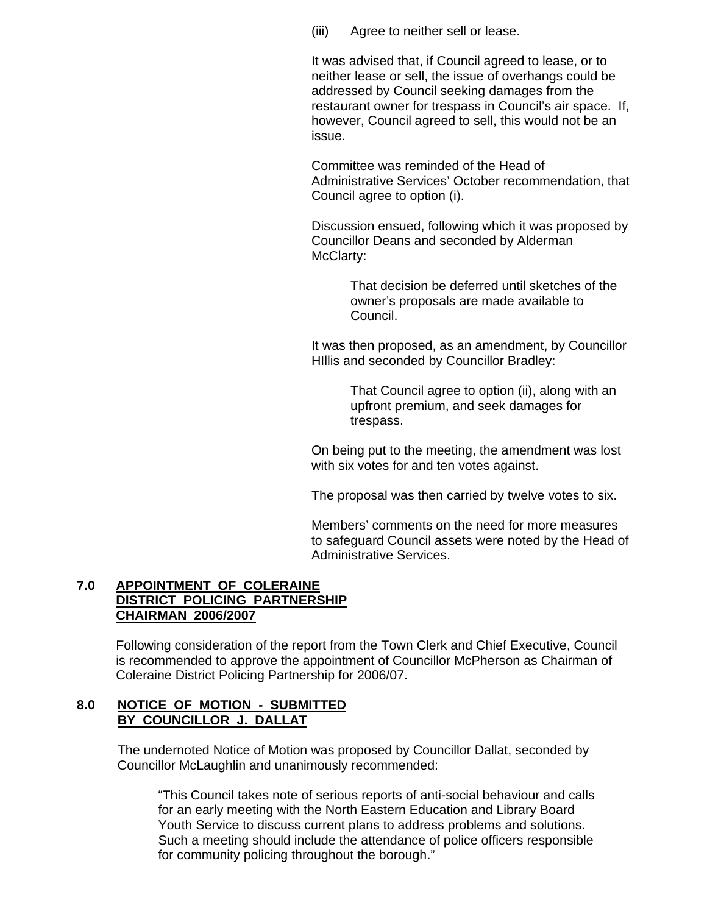(iii) Agree to neither sell or lease.

It was advised that, if Council agreed to lease, or to neither lease or sell, the issue of overhangs could be addressed by Council seeking damages from the restaurant owner for trespass in Council's air space. If, however, Council agreed to sell, this would not be an issue.

Committee was reminded of the Head of Administrative Services' October recommendation, that Council agree to option (i).

Discussion ensued, following which it was proposed by Councillor Deans and seconded by Alderman McClarty:

> That decision be deferred until sketches of the owner's proposals are made available to Council.

It was then proposed, as an amendment, by Councillor HIllis and seconded by Councillor Bradley:

> That Council agree to option (ii), along with an upfront premium, and seek damages for trespass.

On being put to the meeting, the amendment was lost with six votes for and ten votes against.

The proposal was then carried by twelve votes to six.

Members' comments on the need for more measures to safeguard Council assets were noted by the Head of Administrative Services.

## 7.0 APPOINTMENT OF COLERAINE DISTRICT POLICING PARTNERSHIP CHAIRMAN 2006/2007

Following consideration of the report from the Town Clerk and Chief Executive, Council is recommended to approve the appointment of Councillor McPherson as Chairman of Coleraine District Policing Partnership for 2006/07.

## 8.0 NOTICE OF MOTION - SUBMITTED BY COUNCILLOR J. DALLAT

The undernoted Notice of Motion was proposed by Councillor Dallat, seconded by Councillor McLaughlin and unanimously recommended:

> "This Council takes note of serious reports of anti-social behaviour and calls for an early meeting with the North Eastern Education and Library Board Youth Service to discuss current plans to address problems and solutions. Such a meeting should include the attendance of police officers responsible for community policing throughout the borough."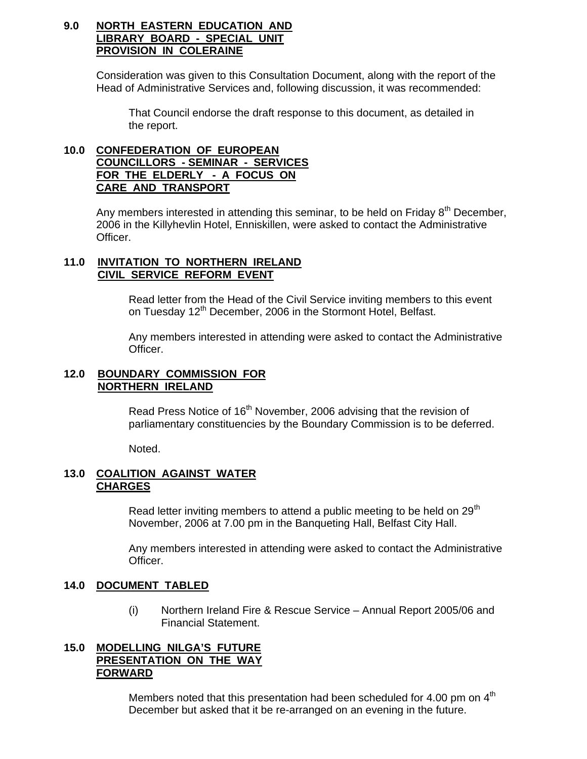## 9.0 NORTH EASTERN EDUCATION AND LIBRARY BOARD - SPECIAL UNIT PROVISION IN COLERAINE

Consideration was given to this Consultation Document, along with the report of the Head of Administrative Services and, following discussion, it was recommended:

> That Council endorse the draft response to this document, as detailed in the report.

## 10.0 CONFEDERATION OF EUROPEAN COUNCILLORS - SEMINAR - SERVICES FOR THE ELDERLY - A FOCUS ON CARE AND TRANSPORT

Any members interested in attending this seminar, to be held on Friday 8th December, 2006 in the Killyhevlin Hotel, Enniskillen, were asked to contact the Administrative Officer.

## 11.0 INVITATION TO NORTHERN IRELAND CIVIL SERVICE REFORM EVENT

Read letter from the Head of the Civil Service inviting members to this event on Tuesday 12th December, 2006 in the Stormont Hotel, Belfast.

Any members interested in attending were asked to contact the Administrative Officer.

## 12.0 BOUNDARY COMMISSION FOR NORTHERN IRELAND

Read Press Notice of 16th November, 2006 advising that the revision of parliamentary constituencies by the Boundary Commission is to be deferred.

Noted.

## 13.0 COALITION AGAINST WATER CHARGES

Read letter inviting members to attend a public meeting to be held on 29th November, 2006 at 7.00 pm in the Banqueting Hall, Belfast City Hall.

Any members interested in attending were asked to contact the Administrative Officer.

## 14.0 DOCUMENT TABLED

(i) Northern Ireland Fire & Rescue Service – Annual Report 2005/06 and Financial Statement.

## 15.0 MODELLING NILGA'S FUTURE PRESENTATION ON THE WAY FORWARD

Members noted that this presentation had been scheduled for 4.00 pm on 4th December but asked that it be re-arranged on an evening in the future.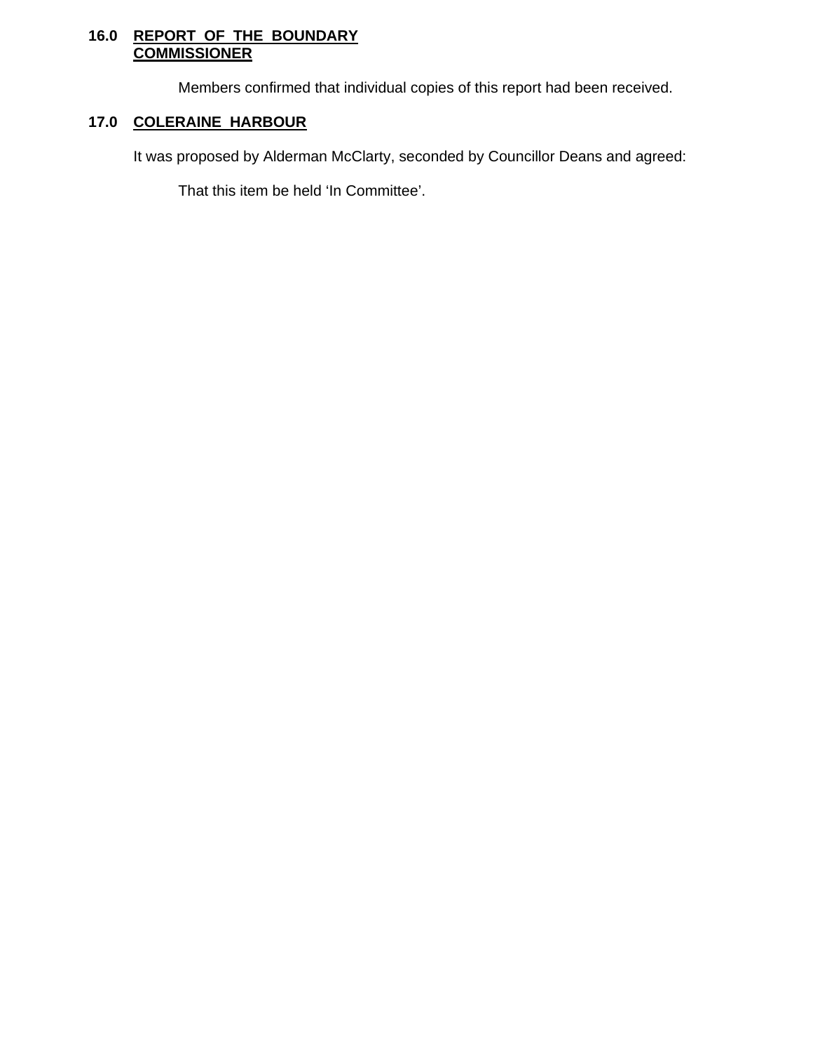## 16.0 REPORT OF THE BOUNDARY COMMISSIONER

Members confirmed that individual copies of this report had been received.

## 17.0 COLERAINE HARBOUR

It was proposed by Alderman McClarty, seconded by Councillor Deans and agreed:

That this item be held 'In Committee'.